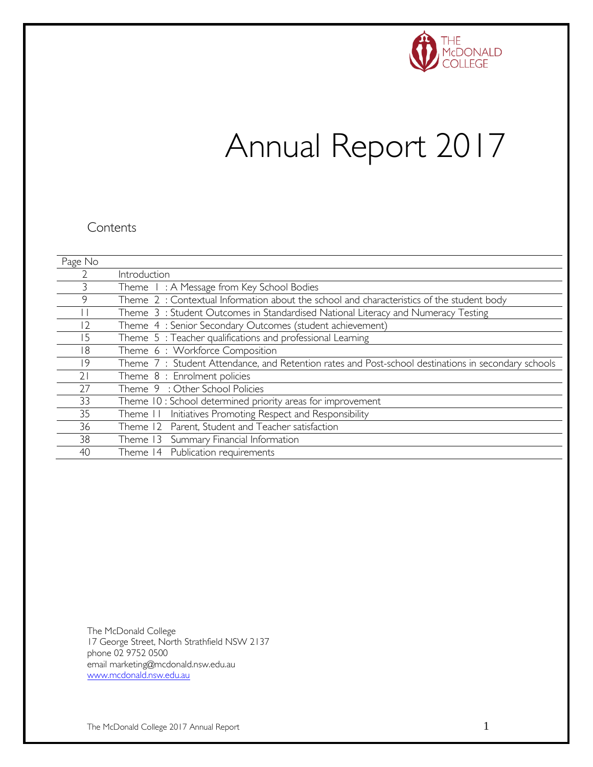THE McDONALD COLLEGE

# Annual Report 2017

## Contents

| Page No | |
|---|---|
| 2 | Introduction |
| 3 | Theme 1 : A Message from Key School Bodies |
| 9 | Theme 2 : Contextual Information about the school and characteristics of the student body |
| 11 | Theme 3 : Student Outcomes in Standardised National Literacy and Numeracy Testing |
| 12 | Theme 4 : Senior Secondary Outcomes (student achievement) |
| 15 | Theme 5 : Teacher qualifications and professional Learning |
| 18 | Theme 6 : Workforce Composition |
| 19 | Theme 7 : Student Attendance, and Retention rates and Post-school destinations in secondary schools |
| 21 | Theme 8 : Enrolment policies |
| 27 | Theme 9 : Other School Policies |
| 33 | Theme 10 : School determined priority areas for improvement |
| 35 | Theme 11 Initiatives Promoting Respect and Responsibility |
| 36 | Theme 12 Parent, Student and Teacher satisfaction |
| 38 | Theme 13 Summary Financial Information |
| 40 | Theme 14 Publication requirements |

The McDonald College
17 George Street, North Strathfield NSW 2137
phone 02 9752 0500
email marketing@mcdonald.nsw.edu.au
www.mcdonald.nsw.edu.au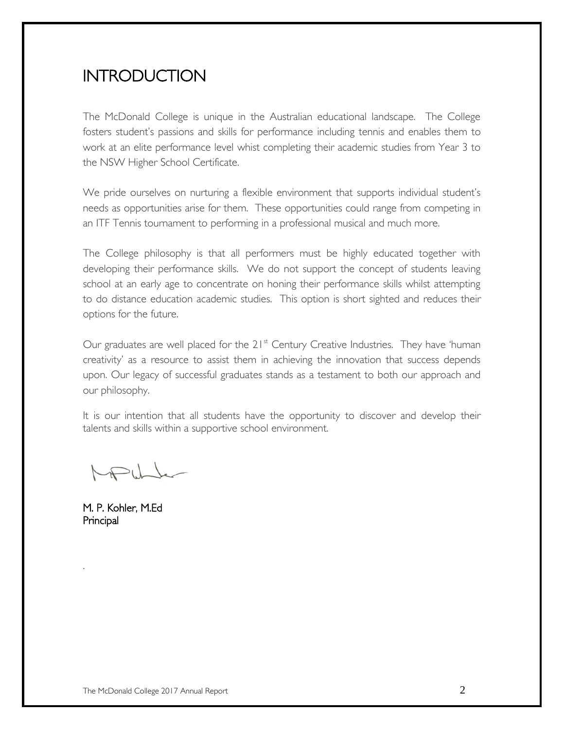# INTRODUCTION

The McDonald College is unique in the Australian educational landscape. The College fosters student's passions and skills for performance including tennis and enables them to work at an elite performance level whist completing their academic studies from Year 3 to the NSW Higher School Certificate.

We pride ourselves on nurturing a flexible environment that supports individual student's needs as opportunities arise for them. These opportunities could range from competing in an ITF Tennis tournament to performing in a professional musical and much more.

The College philosophy is that all performers must be highly educated together with developing their performance skills. We do not support the concept of students leaving school at an early age to concentrate on honing their performance skills whilst attempting to do distance education academic studies. This option is short sighted and reduces their options for the future.

Our graduates are well placed for the 21st Century Creative Industries. They have 'human creativity' as a resource to assist them in achieving the innovation that success depends upon. Our legacy of successful graduates stands as a testament to both our approach and our philosophy.

It is our intention that all students have the opportunity to discover and develop their talents and skills within a supportive school environment.

M. P. Kohler, M.Ed
Principal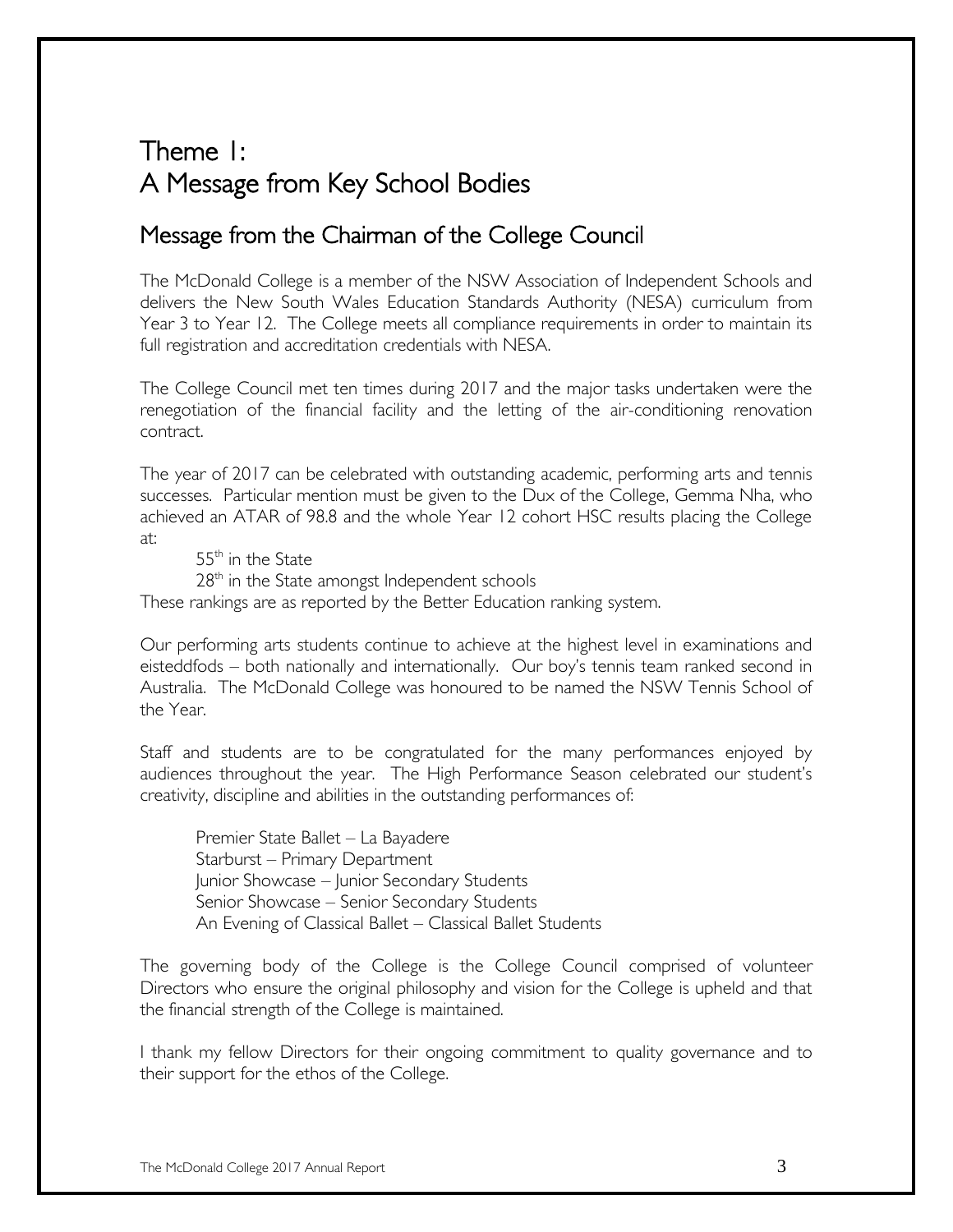# Theme 1:
# A Message from Key School Bodies

## Message from the Chairman of the College Council

The McDonald College is a member of the NSW Association of Independent Schools and delivers the New South Wales Education Standards Authority (NESA) curriculum from Year 3 to Year 12. The College meets all compliance requirements in order to maintain its full registration and accreditation credentials with NESA.

The College Council met ten times during 2017 and the major tasks undertaken were the renegotiation of the financial facility and the letting of the air-conditioning renovation contract.

The year of 2017 can be celebrated with outstanding academic, performing arts and tennis successes. Particular mention must be given to the Dux of the College, Gemma Nha, who achieved an ATAR of 98.8 and the whole Year 12 cohort HSC results placing the College at:

55th in the State
28th in the State amongst Independent schools

These rankings are as reported by the Better Education ranking system.

Our performing arts students continue to achieve at the highest level in examinations and eisteddfods – both nationally and internationally. Our boy's tennis team ranked second in Australia. The McDonald College was honoured to be named the NSW Tennis School of the Year.

Staff and students are to be congratulated for the many performances enjoyed by audiences throughout the year. The High Performance Season celebrated our student's creativity, discipline and abilities in the outstanding performances of:

Premier State Ballet – La Bayadere
Starburst – Primary Department
Junior Showcase – Junior Secondary Students
Senior Showcase – Senior Secondary Students
An Evening of Classical Ballet – Classical Ballet Students

The governing body of the College is the College Council comprised of volunteer Directors who ensure the original philosophy and vision for the College is upheld and that the financial strength of the College is maintained.

I thank my fellow Directors for their ongoing commitment to quality governance and to their support for the ethos of the College.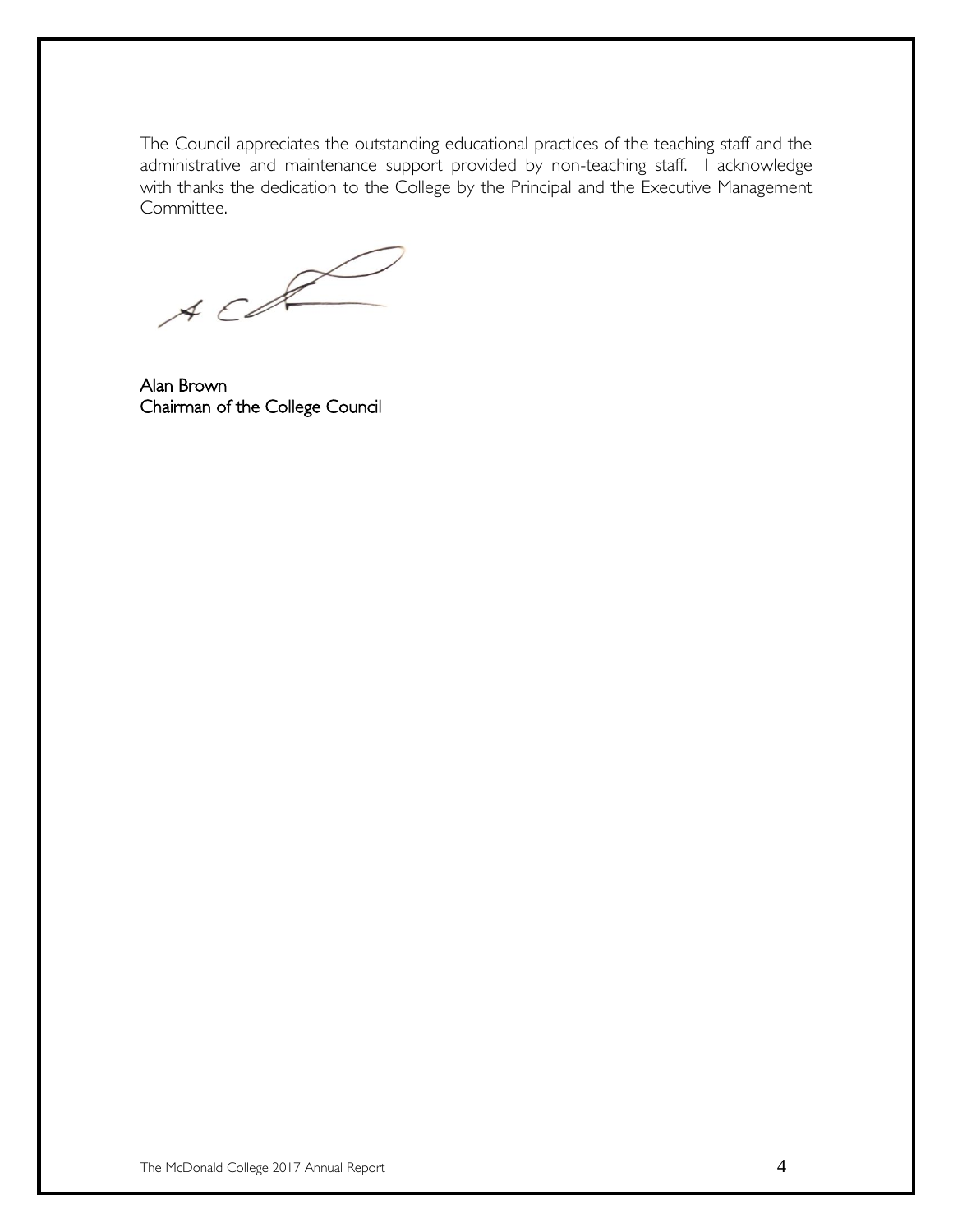The Council appreciates the outstanding educational practices of the teaching staff and the administrative and maintenance support provided by non-teaching staff. I acknowledge with thanks the dedication to the College by the Principal and the Executive Management Committee.

Alan Brown
Chairman of the College Council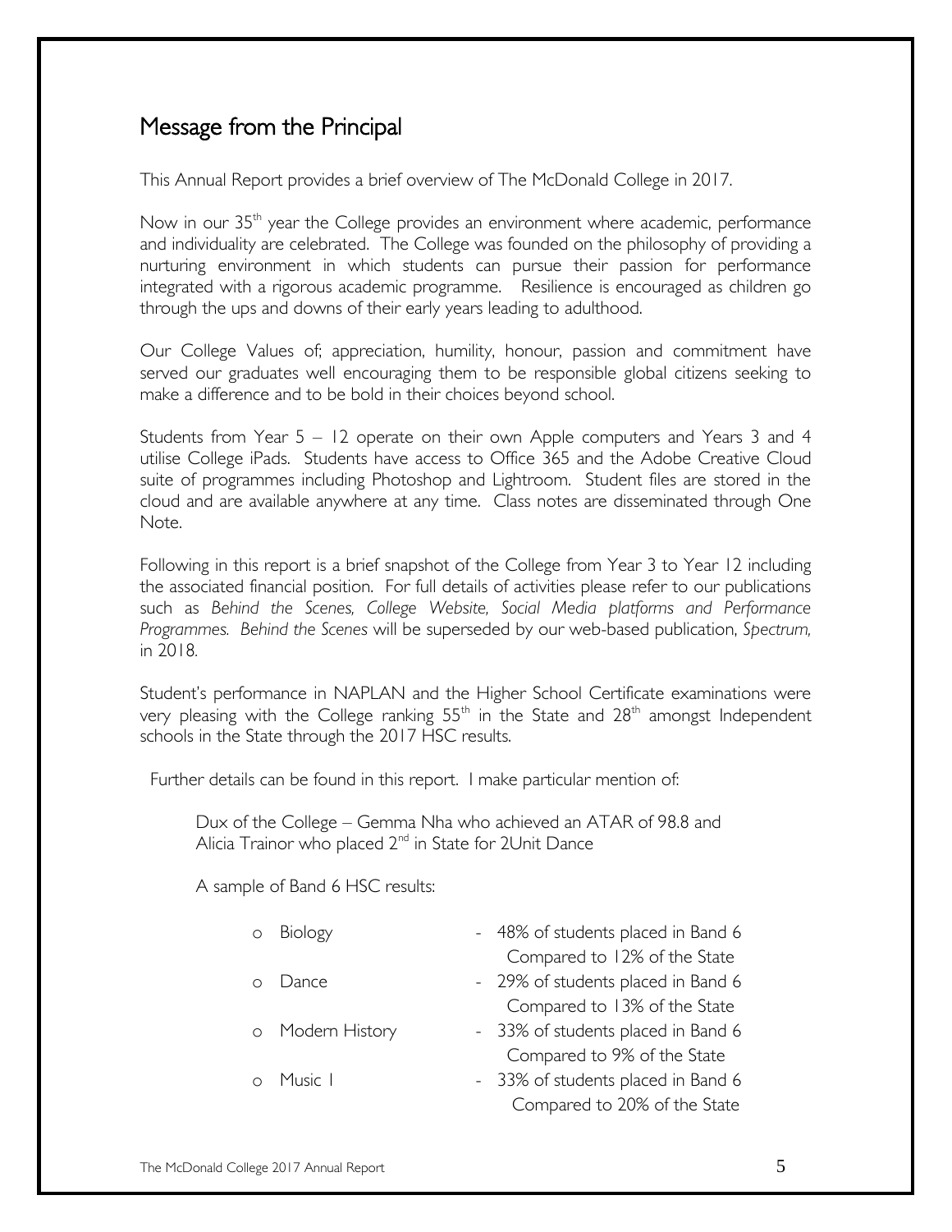## Message from the Principal

This Annual Report provides a brief overview of The McDonald College in 2017.

Now in our 35th year the College provides an environment where academic, performance and individuality are celebrated. The College was founded on the philosophy of providing a nurturing environment in which students can pursue their passion for performance integrated with a rigorous academic programme. Resilience is encouraged as children go through the ups and downs of their early years leading to adulthood.

Our College Values of; appreciation, humility, honour, passion and commitment have served our graduates well encouraging them to be responsible global citizens seeking to make a difference and to be bold in their choices beyond school.

Students from Year 5 – 12 operate on their own Apple computers and Years 3 and 4 utilise College iPads. Students have access to Office 365 and the Adobe Creative Cloud suite of programmes including Photoshop and Lightroom. Student files are stored in the cloud and are available anywhere at any time. Class notes are disseminated through One Note.

Following in this report is a brief snapshot of the College from Year 3 to Year 12 including the associated financial position. For full details of activities please refer to our publications such as *Behind the Scenes, College Website, Social Media platforms and Performance Programmes. Behind the Scenes* will be superseded by our web-based publication, *Spectrum,* in 2018.

Student's performance in NAPLAN and the Higher School Certificate examinations were very pleasing with the College ranking 55th in the State and 28th amongst Independent schools in the State through the 2017 HSC results.

Further details can be found in this report. I make particular mention of:

Dux of the College – Gemma Nha who achieved an ATAR of 98.8 and
Alicia Trainor who placed 2nd in State for 2Unit Dance

A sample of Band 6 HSC results:

- Biology - 48% of students placed in Band 6 Compared to 12% of the State
- Dance - 29% of students placed in Band 6 Compared to 13% of the State
- Modern History - 33% of students placed in Band 6 Compared to 9% of the State
- Music 1 - 33% of students placed in Band 6 Compared to 20% of the State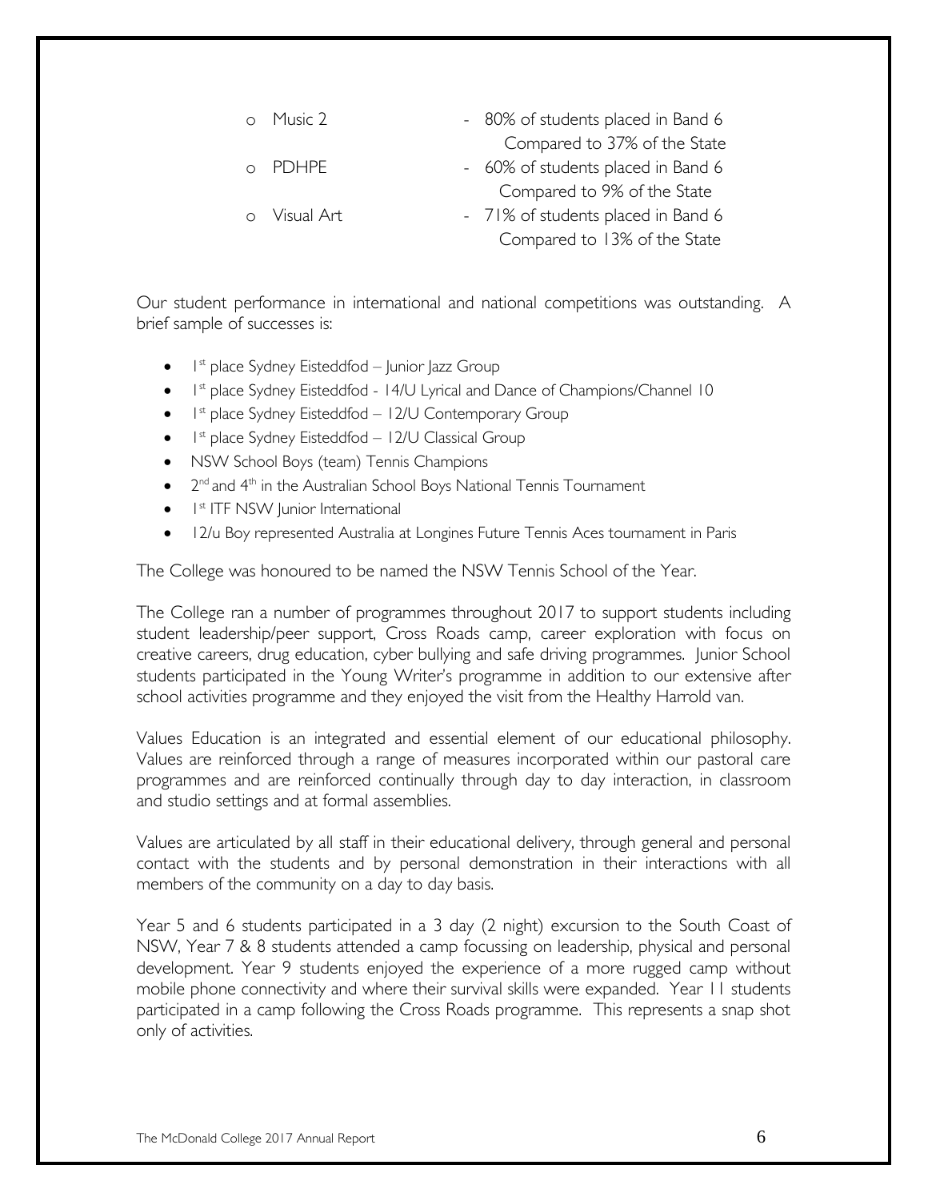- Music 2 - 80% of students placed in Band 6 Compared to 37% of the State
- PDHPE - 60% of students placed in Band 6 Compared to 9% of the State
- Visual Art - 71% of students placed in Band 6 Compared to 13% of the State

Our student performance in international and national competitions was outstanding. A brief sample of successes is:

- 1st place Sydney Eisteddfod – Junior Jazz Group
- 1st place Sydney Eisteddfod - 14/U Lyrical and Dance of Champions/Channel 10
- 1st place Sydney Eisteddfod – 12/U Contemporary Group
- 1st place Sydney Eisteddfod – 12/U Classical Group
- NSW School Boys (team) Tennis Champions
- 2nd and 4th in the Australian School Boys National Tennis Tournament
- 1st ITF NSW Junior International
- 12/u Boy represented Australia at Longines Future Tennis Aces tournament in Paris

The College was honoured to be named the NSW Tennis School of the Year.

The College ran a number of programmes throughout 2017 to support students including student leadership/peer support, Cross Roads camp, career exploration with focus on creative careers, drug education, cyber bullying and safe driving programmes. Junior School students participated in the Young Writer's programme in addition to our extensive after school activities programme and they enjoyed the visit from the Healthy Harrold van.

Values Education is an integrated and essential element of our educational philosophy. Values are reinforced through a range of measures incorporated within our pastoral care programmes and are reinforced continually through day to day interaction, in classroom and studio settings and at formal assemblies.

Values are articulated by all staff in their educational delivery, through general and personal contact with the students and by personal demonstration in their interactions with all members of the community on a day to day basis.

Year 5 and 6 students participated in a 3 day (2 night) excursion to the South Coast of NSW, Year 7 & 8 students attended a camp focussing on leadership, physical and personal development. Year 9 students enjoyed the experience of a more rugged camp without mobile phone connectivity and where their survival skills were expanded. Year 11 students participated in a camp following the Cross Roads programme. This represents a snap shot only of activities.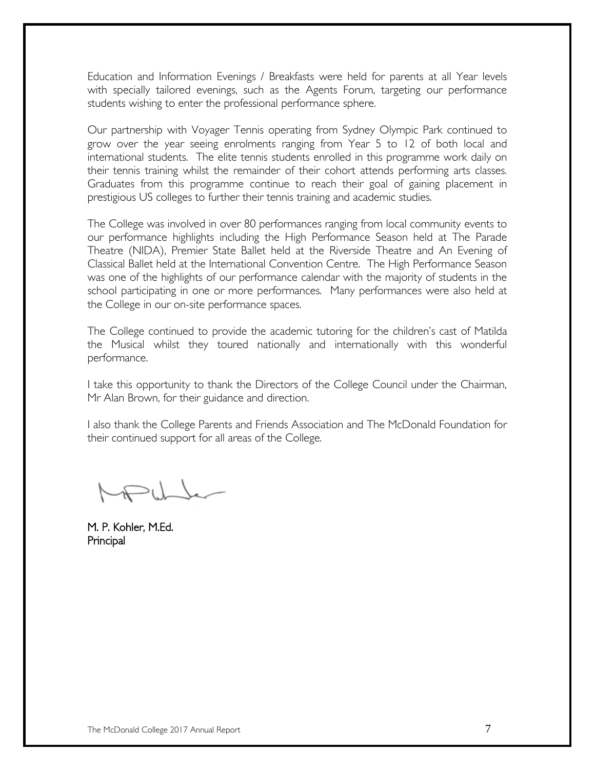Education and Information Evenings / Breakfasts were held for parents at all Year levels with specially tailored evenings, such as the Agents Forum, targeting our performance students wishing to enter the professional performance sphere.

Our partnership with Voyager Tennis operating from Sydney Olympic Park continued to grow over the year seeing enrolments ranging from Year 5 to 12 of both local and international students. The elite tennis students enrolled in this programme work daily on their tennis training whilst the remainder of their cohort attends performing arts classes. Graduates from this programme continue to reach their goal of gaining placement in prestigious US colleges to further their tennis training and academic studies.

The College was involved in over 80 performances ranging from local community events to our performance highlights including the High Performance Season held at The Parade Theatre (NIDA), Premier State Ballet held at the Riverside Theatre and An Evening of Classical Ballet held at the International Convention Centre. The High Performance Season was one of the highlights of our performance calendar with the majority of students in the school participating in one or more performances. Many performances were also held at the College in our on-site performance spaces.

The College continued to provide the academic tutoring for the children's cast of Matilda the Musical whilst they toured nationally and internationally with this wonderful performance.

I take this opportunity to thank the Directors of the College Council under the Chairman, Mr Alan Brown, for their guidance and direction.

I also thank the College Parents and Friends Association and The McDonald Foundation for their continued support for all areas of the College.

M. P. Kohler, M.Ed.
Principal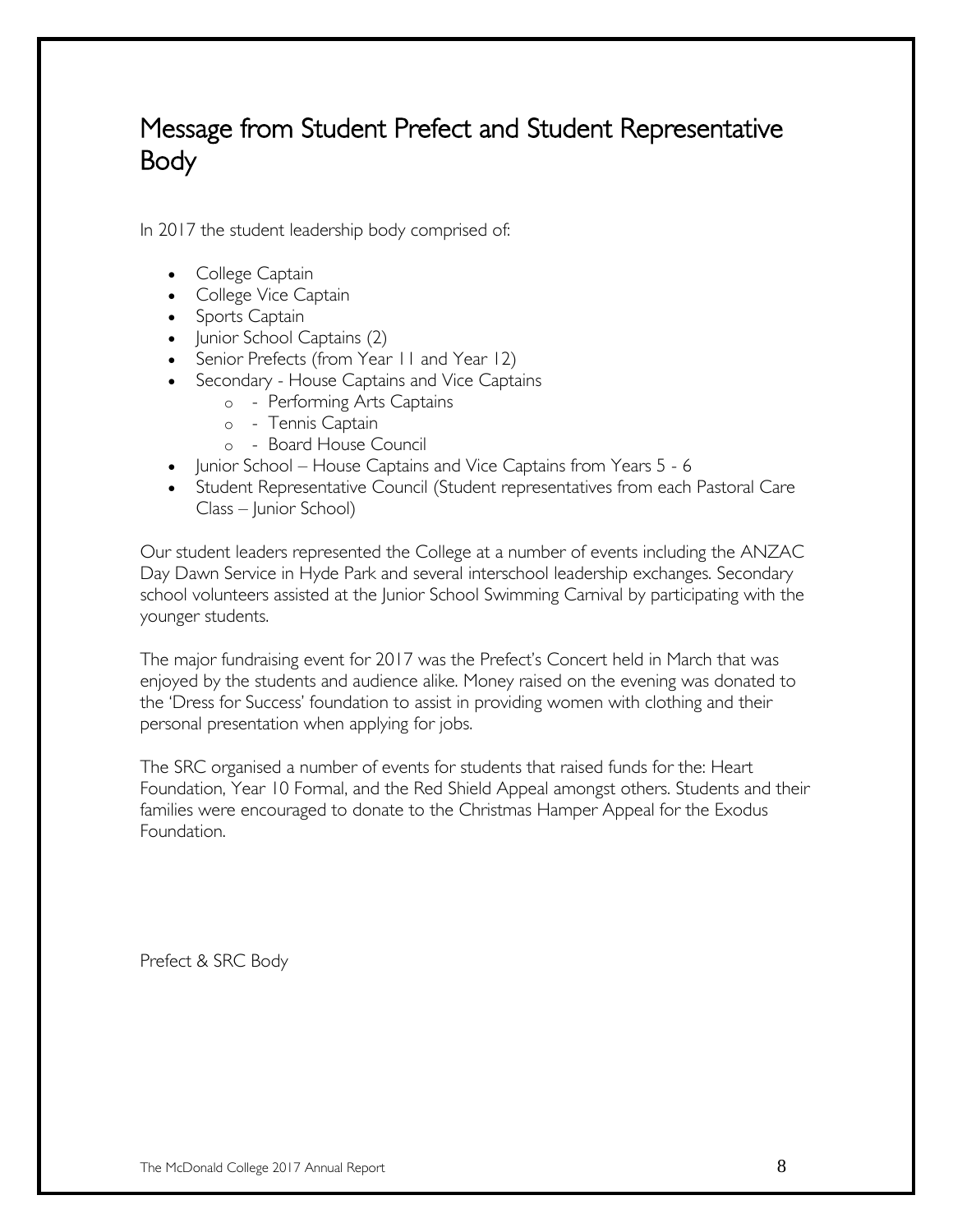# Message from Student Prefect and Student Representative Body

In 2017 the student leadership body comprised of:

- College Captain
- College Vice Captain
- Sports Captain
- Junior School Captains (2)
- Senior Prefects (from Year 11 and Year 12)
- Secondary - House Captains and Vice Captains
  - - Performing Arts Captains
  - - Tennis Captain
  - - Board House Council
- Junior School – House Captains and Vice Captains from Years 5 - 6
- Student Representative Council (Student representatives from each Pastoral Care Class – Junior School)

Our student leaders represented the College at a number of events including the ANZAC Day Dawn Service in Hyde Park and several interschool leadership exchanges. Secondary school volunteers assisted at the Junior School Swimming Carnival by participating with the younger students.

The major fundraising event for 2017 was the Prefect's Concert held in March that was enjoyed by the students and audience alike. Money raised on the evening was donated to the 'Dress for Success' foundation to assist in providing women with clothing and their personal presentation when applying for jobs.

The SRC organised a number of events for students that raised funds for the: Heart Foundation, Year 10 Formal, and the Red Shield Appeal amongst others. Students and their families were encouraged to donate to the Christmas Hamper Appeal for the Exodus Foundation.

Prefect & SRC Body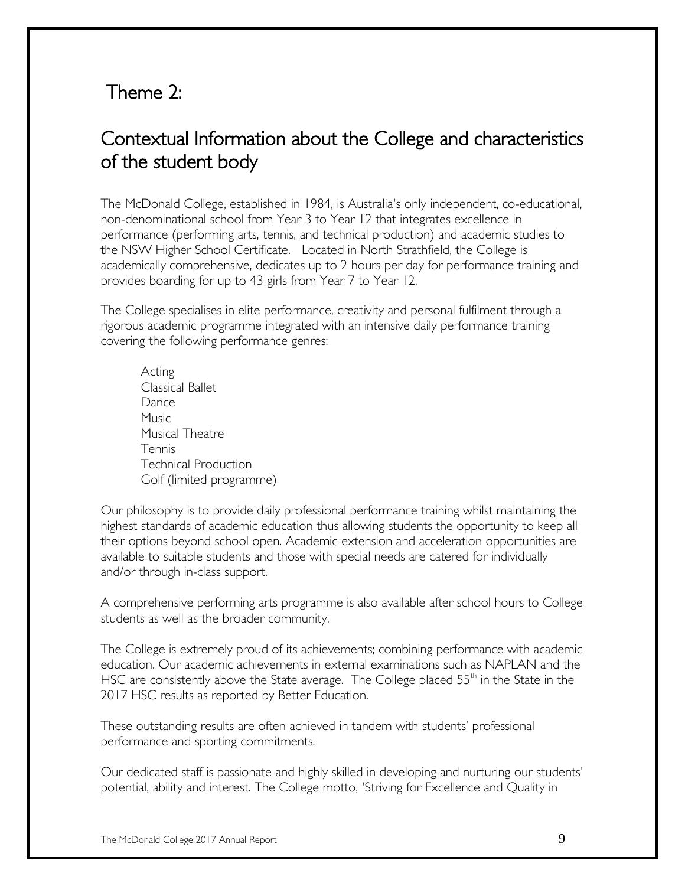# Theme 2:

## Contextual Information about the College and characteristics of the student body

The McDonald College, established in 1984, is Australia's only independent, co-educational, non-denominational school from Year 3 to Year 12 that integrates excellence in performance (performing arts, tennis, and technical production) and academic studies to the NSW Higher School Certificate. Located in North Strathfield, the College is academically comprehensive, dedicates up to 2 hours per day for performance training and provides boarding for up to 43 girls from Year 7 to Year 12.

The College specialises in elite performance, creativity and personal fulfilment through a rigorous academic programme integrated with an intensive daily performance training covering the following performance genres:

- Acting
- Classical Ballet
- Dance
- Music
- Musical Theatre
- Tennis
- Technical Production
- Golf (limited programme)

Our philosophy is to provide daily professional performance training whilst maintaining the highest standards of academic education thus allowing students the opportunity to keep all their options beyond school open. Academic extension and acceleration opportunities are available to suitable students and those with special needs are catered for individually and/or through in-class support.

A comprehensive performing arts programme is also available after school hours to College students as well as the broader community.

The College is extremely proud of its achievements; combining performance with academic education. Our academic achievements in external examinations such as NAPLAN and the HSC are consistently above the State average. The College placed 55th in the State in the 2017 HSC results as reported by Better Education.

These outstanding results are often achieved in tandem with students' professional performance and sporting commitments.

Our dedicated staff is passionate and highly skilled in developing and nurturing our students' potential, ability and interest. The College motto, 'Striving for Excellence and Quality in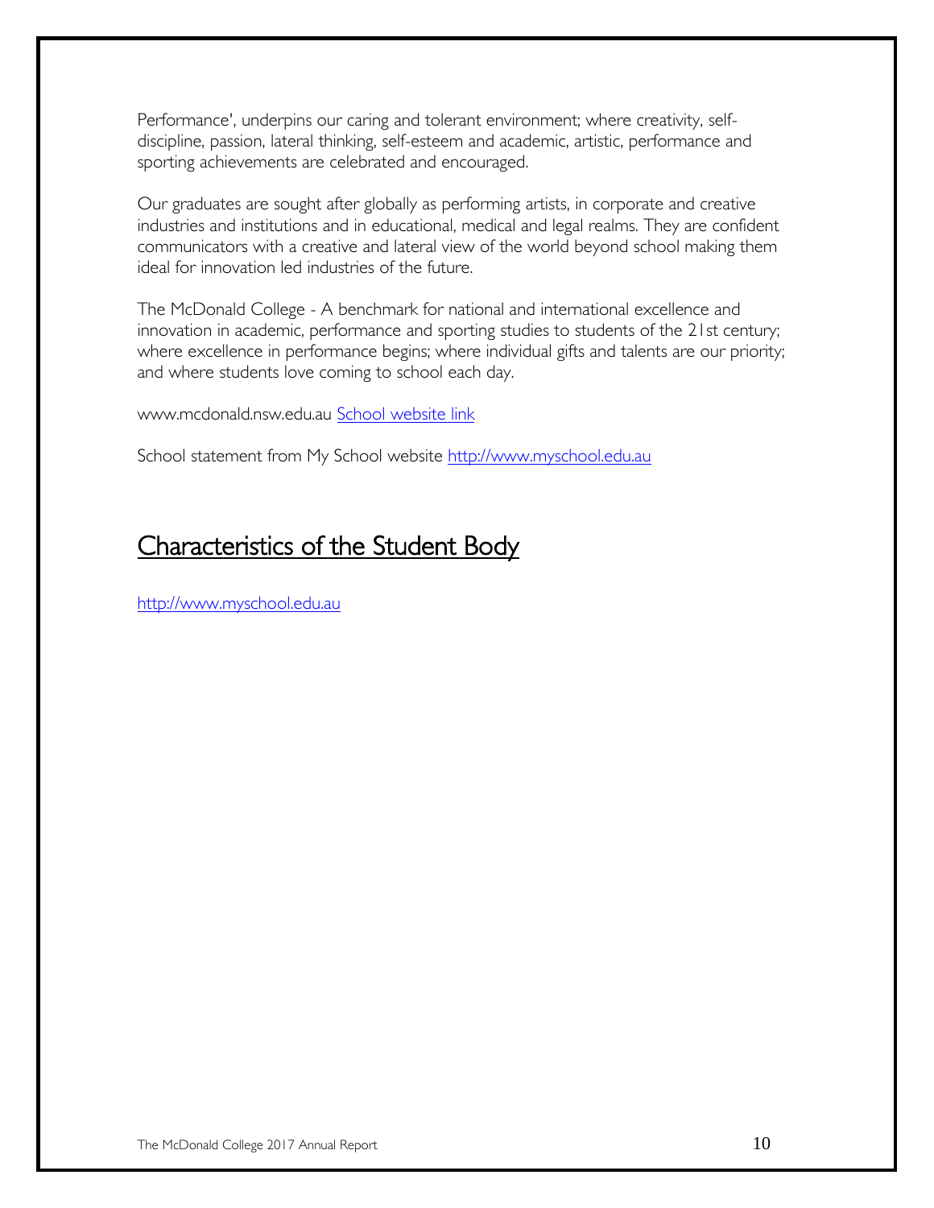Performance', underpins our caring and tolerant environment; where creativity, self-discipline, passion, lateral thinking, self-esteem and academic, artistic, performance and sporting achievements are celebrated and encouraged.

Our graduates are sought after globally as performing artists, in corporate and creative industries and institutions and in educational, medical and legal realms. They are confident communicators with a creative and lateral view of the world beyond school making them ideal for innovation led industries of the future.

The McDonald College - A benchmark for national and international excellence and innovation in academic, performance and sporting studies to students of the 21st century; where excellence in performance begins; where individual gifts and talents are our priority; and where students love coming to school each day.

www.mcdonald.nsw.edu.au School website link

School statement from My School website http://www.myschool.edu.au

## Characteristics of the Student Body

http://www.myschool.edu.au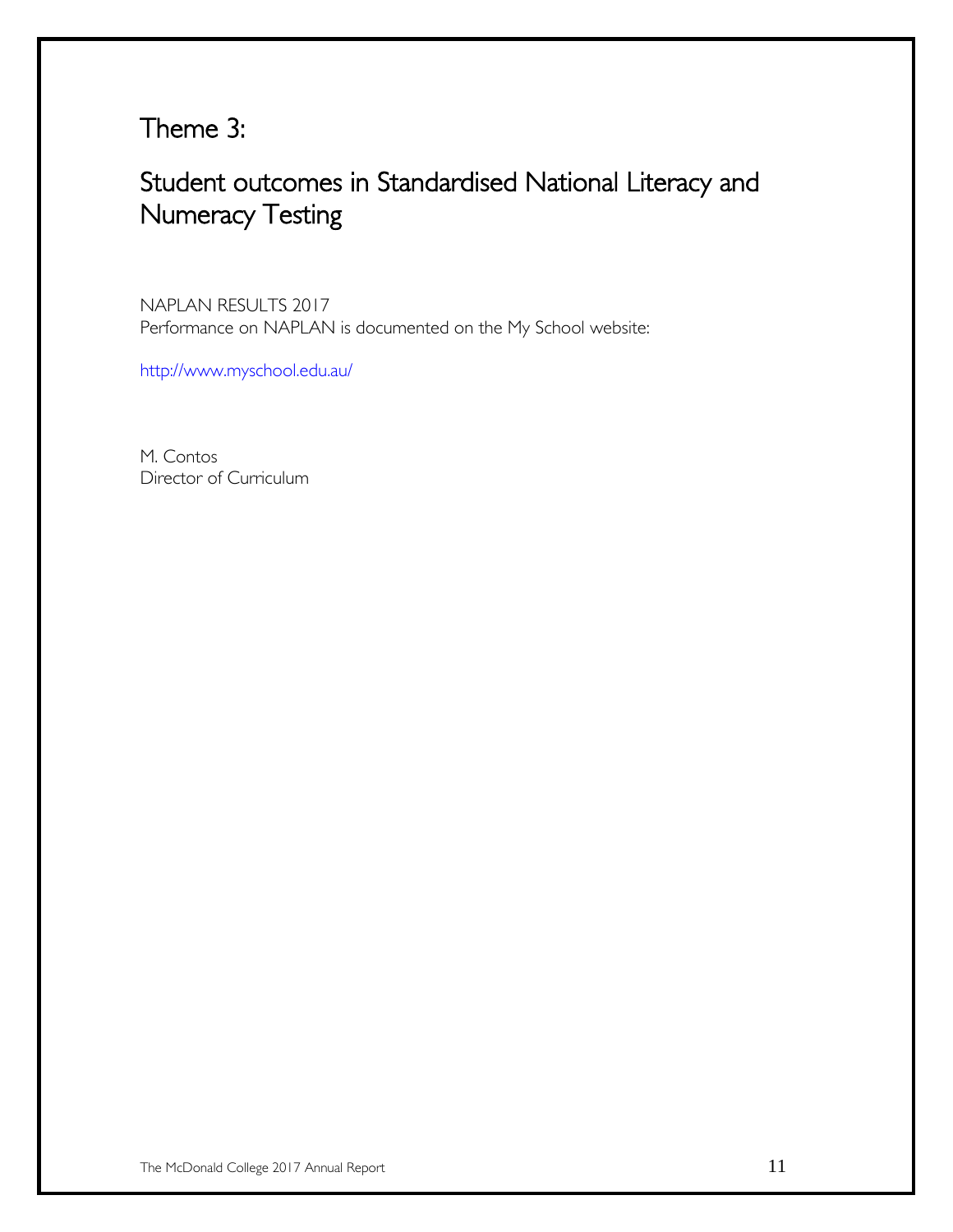# Theme 3:

## Student outcomes in Standardised National Literacy and Numeracy Testing

NAPLAN RESULTS 2017
Performance on NAPLAN is documented on the My School website:

http://www.myschool.edu.au/

M. Contos
Director of Curriculum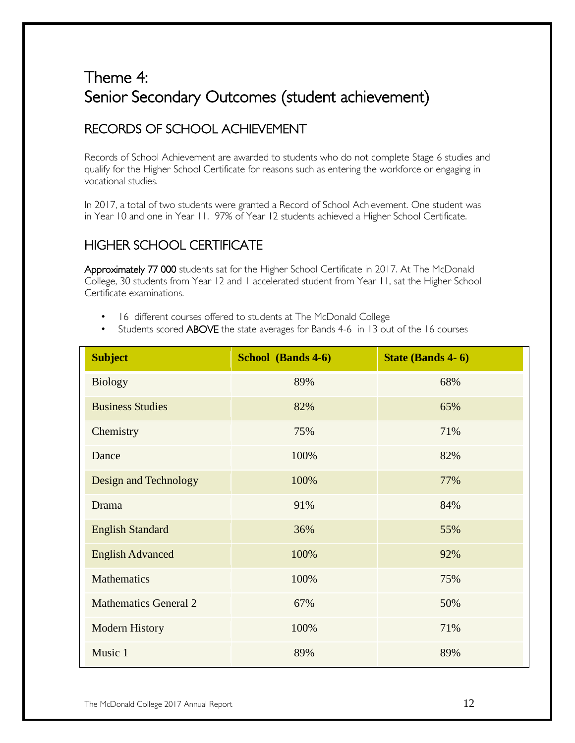# Theme 4:
# Senior Secondary Outcomes (student achievement)

## RECORDS OF SCHOOL ACHIEVEMENT

Records of School Achievement are awarded to students who do not complete Stage 6 studies and qualify for the Higher School Certificate for reasons such as entering the workforce or engaging in vocational studies.

In 2017, a total of two students were granted a Record of School Achievement. One student was in Year 10 and one in Year 11. 97% of Year 12 students achieved a Higher School Certificate.

## HIGHER SCHOOL CERTIFICATE

**Approximately 77 000** students sat for the Higher School Certificate in 2017. At The McDonald College, 30 students from Year 12 and 1 accelerated student from Year 11, sat the Higher School Certificate examinations.

- 16 different courses offered to students at The McDonald College
- Students scored **ABOVE** the state averages for Bands 4-6 in 13 out of the 16 courses

| Subject | School (Bands 4-6) | State (Bands 4- 6) |
|---|---|---|
| Biology | 89% | 68% |
| Business Studies | 82% | 65% |
| Chemistry | 75% | 71% |
| Dance | 100% | 82% |
| Design and Technology | 100% | 77% |
| Drama | 91% | 84% |
| English Standard | 36% | 55% |
| English Advanced | 100% | 92% |
| Mathematics | 100% | 75% |
| Mathematics General 2 | 67% | 50% |
| Modern History | 100% | 71% |
| Music 1 | 89% | 89% |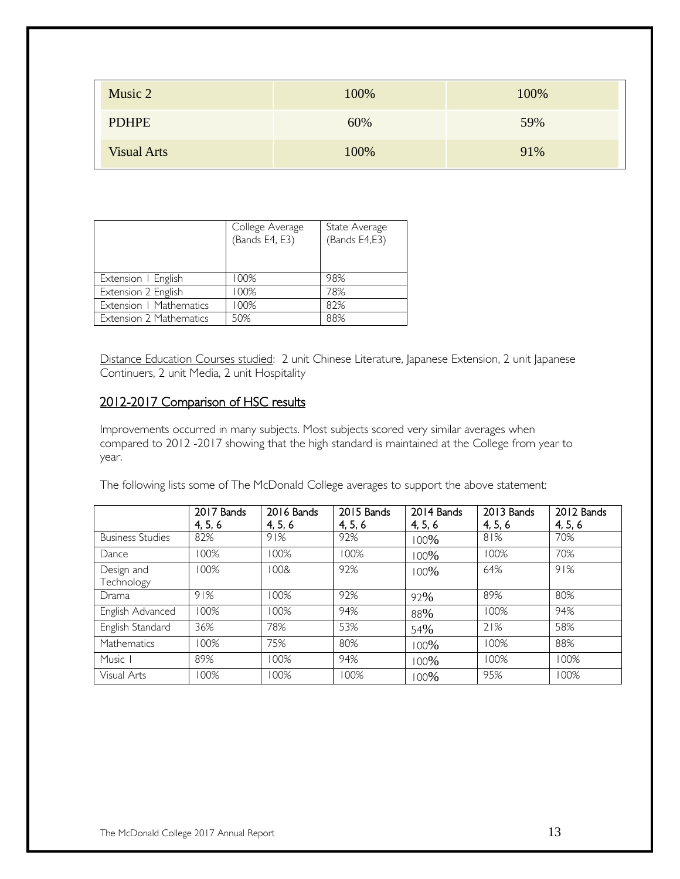| | | |
|---|---|---|
| Music 2 | 100% | 100% |
| PDHPE | 60% | 59% |
| Visual Arts | 100% | 91% |

| | College Average (Bands E4, E3) | State Average (Bands E4,E3) |
|---|---|---|
| Extension 1 English | 100% | 98% |
| Extension 2 English | 100% | 78% |
| Extension 1 Mathematics | 100% | 82% |
| Extension 2 Mathematics | 50% | 88% |

Distance Education Courses studied: 2 unit Chinese Literature, Japanese Extension, 2 unit Japanese Continuers, 2 unit Media, 2 unit Hospitality

## 2012-2017 Comparison of HSC results

Improvements occurred in many subjects. Most subjects scored very similar averages when compared to 2012 -2017 showing that the high standard is maintained at the College from year to year.

The following lists some of The McDonald College averages to support the above statement:

| | 2017 Bands 4, 5, 6 | 2016 Bands 4, 5, 6 | 2015 Bands 4, 5, 6 | 2014 Bands 4, 5, 6 | 2013 Bands 4, 5, 6 | 2012 Bands 4, 5, 6 |
|---|---|---|---|---|---|---|
| Business Studies | 82% | 91% | 92% | 100% | 81% | 70% |
| Dance | 100% | 100% | 100% | 100% | 100% | 70% |
| Design and Technology | 100% | 100& | 92% | 100% | 64% | 91% |
| Drama | 91% | 100% | 92% | 92% | 89% | 80% |
| English Advanced | 100% | 100% | 94% | 88% | 100% | 94% |
| English Standard | 36% | 78% | 53% | 54% | 21% | 58% |
| Mathematics | 100% | 75% | 80% | 100% | 100% | 88% |
| Music 1 | 89% | 100% | 94% | 100% | 100% | 100% |
| Visual Arts | 100% | 100% | 100% | 100% | 95% | 100% |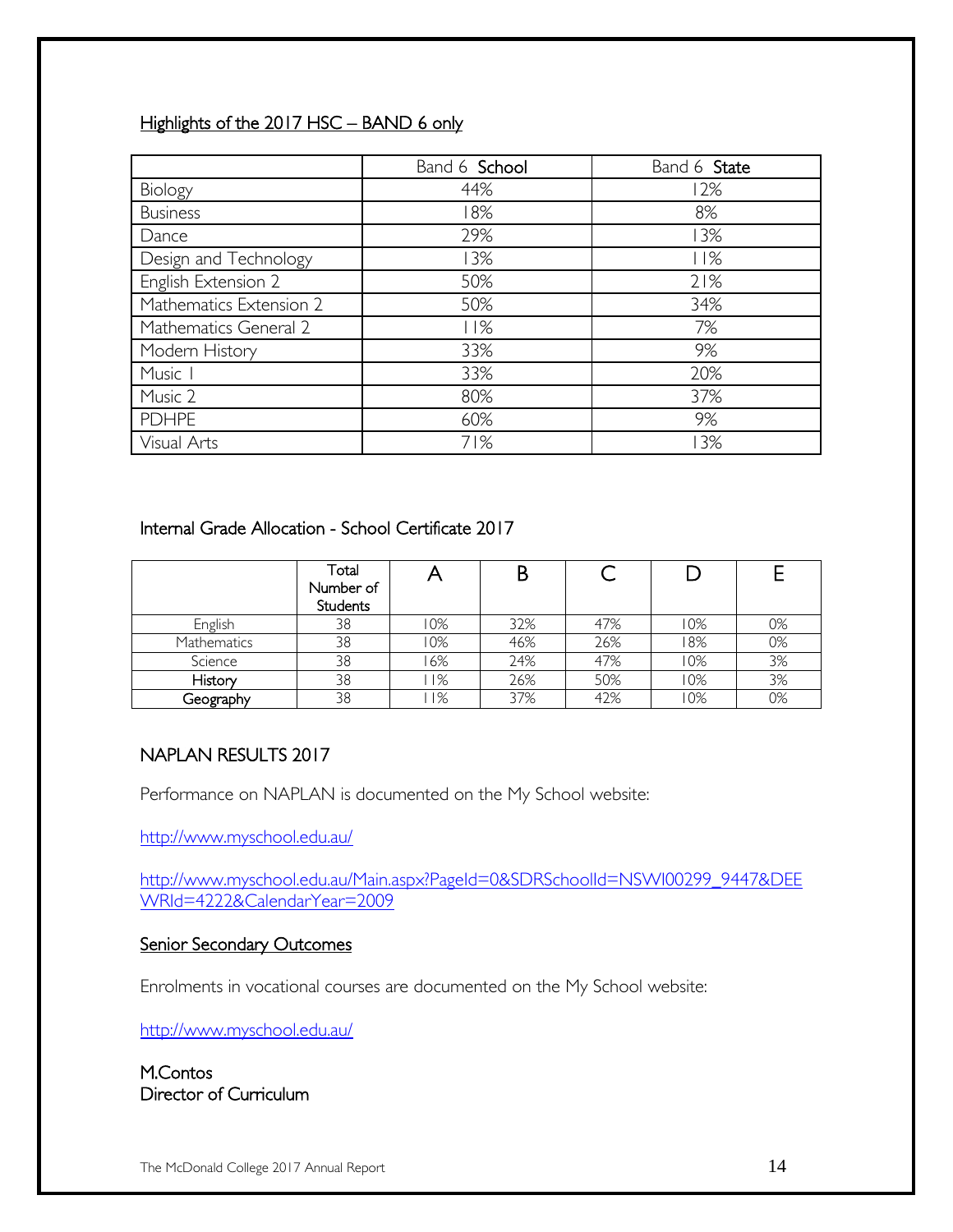## Highlights of the 2017 HSC – BAND 6 only

| | Band 6 **School** | Band 6 **State** |
|---|---|---|
| Biology | 44% | 12% |
| Business | 18% | 8% |
| Dance | 29% | 13% |
| Design and Technology | 13% | 11% |
| English Extension 2 | 50% | 21% |
| Mathematics Extension 2 | 50% | 34% |
| Mathematics General 2 | 11% | 7% |
| Modern History | 33% | 9% |
| Music 1 | 33% | 20% |
| Music 2 | 80% | 37% |
| PDHPE | 60% | 9% |
| Visual Arts | 71% | 13% |

## Internal Grade Allocation - School Certificate 2017

| | Total Number of Students | A | B | C | D | E |
|---|---|---|---|---|---|---|
| English | 38 | 10% | 32% | 47% | 10% | 0% |
| Mathematics | 38 | 10% | 46% | 26% | 18% | 0% |
| Science | 38 | 16% | 24% | 47% | 10% | 3% |
| History | 38 | 11% | 26% | 50% | 10% | 3% |
| Geography | 38 | 11% | 37% | 42% | 10% | 0% |

## NAPLAN RESULTS 2017

Performance on NAPLAN is documented on the My School website:

http://www.myschool.edu.au/

http://www.myschool.edu.au/Main.aspx?PageId=0&SDRSchoolId=NSWI00299_9447&DEEWRId=4222&CalendarYear=2009

## Senior Secondary Outcomes

Enrolments in vocational courses are documented on the My School website:

http://www.myschool.edu.au/

M.Contos
Director of Curriculum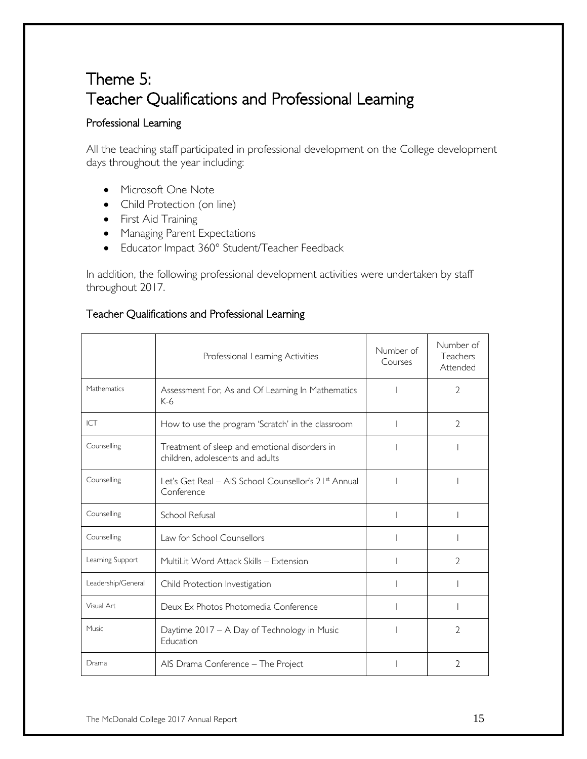# Theme 5: Teacher Qualifications and Professional Learning

## Professional Learning

All the teaching staff participated in professional development on the College development days throughout the year including:

- Microsoft One Note
- Child Protection (on line)
- First Aid Training
- Managing Parent Expectations
- Educator Impact 360° Student/Teacher Feedback

In addition, the following professional development activities were undertaken by staff throughout 2017.

## Teacher Qualifications and Professional Learning

| | Professional Learning Activities | Number of Courses | Number of Teachers Attended |
|---|---|---|---|
| Mathematics | Assessment For, As and Of Learning In Mathematics K-6 | 1 | 2 |
| ICT | How to use the program 'Scratch' in the classroom | 1 | 2 |
| Counselling | Treatment of sleep and emotional disorders in children, adolescents and adults | 1 | 1 |
| Counselling | Let's Get Real – AIS School Counsellor's 21st Annual Conference | 1 | 1 |
| Counselling | School Refusal | 1 | 1 |
| Counselling | Law for School Counsellors | 1 | 1 |
| Learning Support | MultiLit Word Attack Skills – Extension | 1 | 2 |
| Leadership/General | Child Protection Investigation | 1 | 1 |
| Visual Art | Deux Ex Photos Photomedia Conference | 1 | 1 |
| Music | Daytime 2017 – A Day of Technology in Music Education | 1 | 2 |
| Drama | AIS Drama Conference – The Project | 1 | 2 |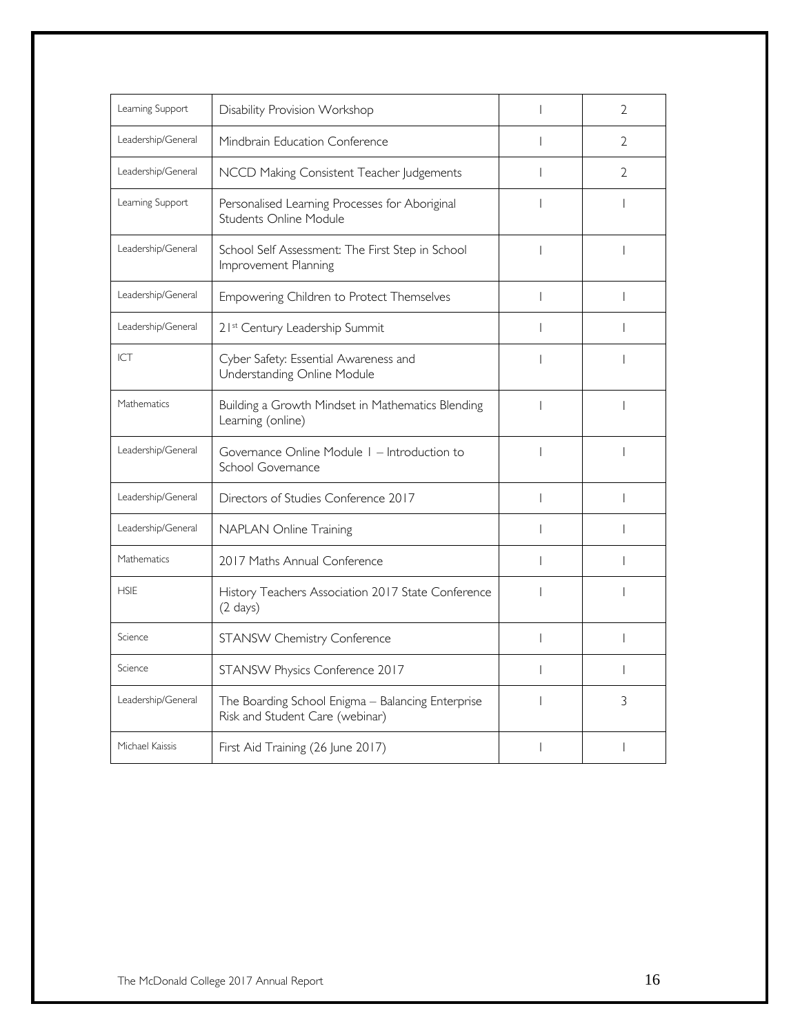| | | | |
|---|---|---|---|
| Learning Support | Disability Provision Workshop | 1 | 2 |
| Leadership/General | Mindbrain Education Conference | 1 | 2 |
| Leadership/General | NCCD Making Consistent Teacher Judgements | 1 | 2 |
| Learning Support | Personalised Learning Processes for Aboriginal Students Online Module | 1 | 1 |
| Leadership/General | School Self Assessment: The First Step in School Improvement Planning | 1 | 1 |
| Leadership/General | Empowering Children to Protect Themselves | 1 | 1 |
| Leadership/General | 21st Century Leadership Summit | 1 | 1 |
| ICT | Cyber Safety: Essential Awareness and Understanding Online Module | 1 | 1 |
| Mathematics | Building a Growth Mindset in Mathematics Blending Learning (online) | 1 | 1 |
| Leadership/General | Governance Online Module 1 – Introduction to School Governance | 1 | 1 |
| Leadership/General | Directors of Studies Conference 2017 | 1 | 1 |
| Leadership/General | NAPLAN Online Training | 1 | 1 |
| Mathematics | 2017 Maths Annual Conference | 1 | 1 |
| HSIE | History Teachers Association 2017 State Conference (2 days) | 1 | 1 |
| Science | STANSW Chemistry Conference | 1 | 1 |
| Science | STANSW Physics Conference 2017 | 1 | 1 |
| Leadership/General | The Boarding School Enigma – Balancing Enterprise Risk and Student Care (webinar) | 1 | 3 |
| Michael Kaissis | First Aid Training (26 June 2017) | 1 | 1 |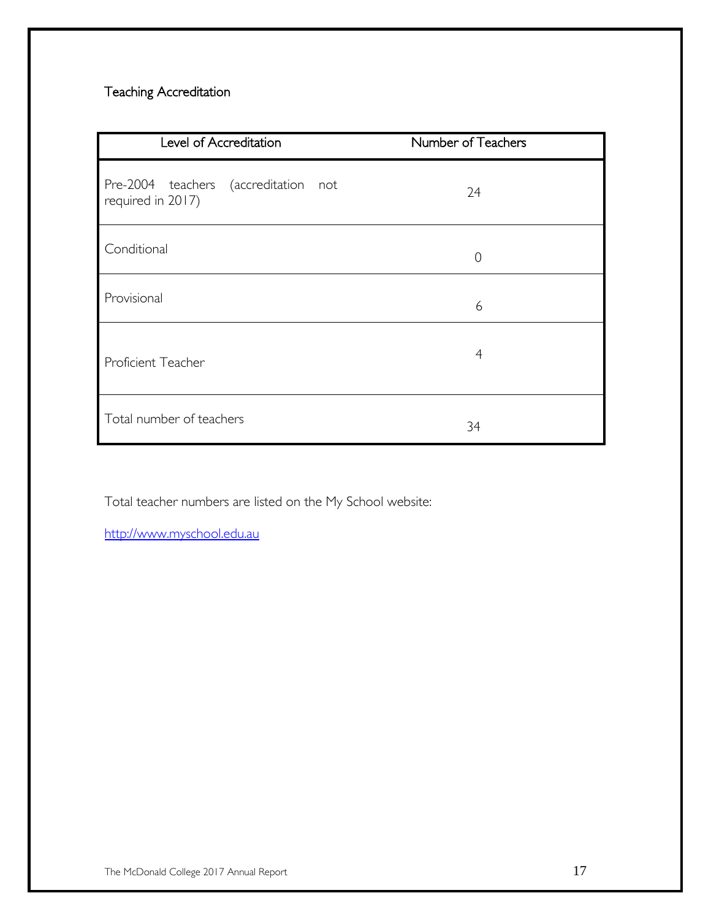## Teaching Accreditation

| Level of Accreditation | Number of Teachers |
|---|---|
| Pre-2004 teachers (accreditation not required in 2017) | 24 |
| Conditional | 0 |
| Provisional | 6 |
| Proficient Teacher | 4 |
| Total number of teachers | 34 |

Total teacher numbers are listed on the My School website:

http://www.myschool.edu.au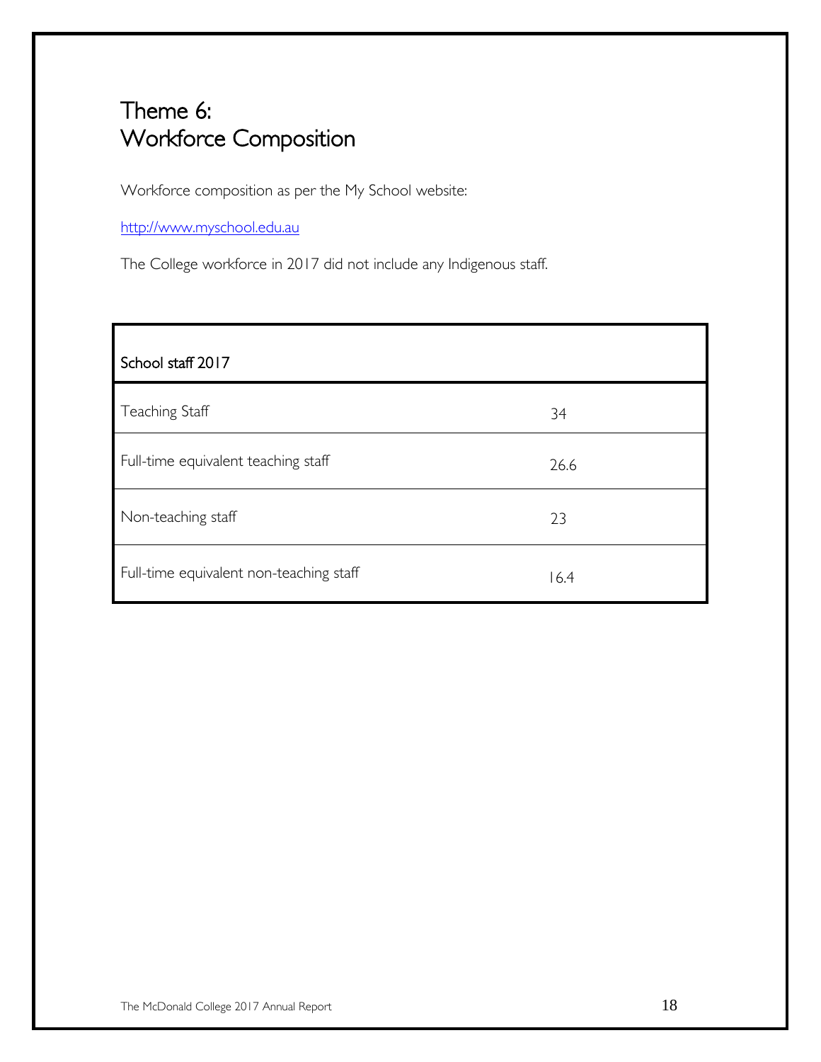# Theme 6: Workforce Composition

Workforce composition as per the My School website:

http://www.myschool.edu.au

The College workforce in 2017 did not include any Indigenous staff.

| School staff 2017 | |
|---|---|
| Teaching Staff | 34 |
| Full-time equivalent teaching staff | 26.6 |
| Non-teaching staff | 23 |
| Full-time equivalent non-teaching staff | 16.4 |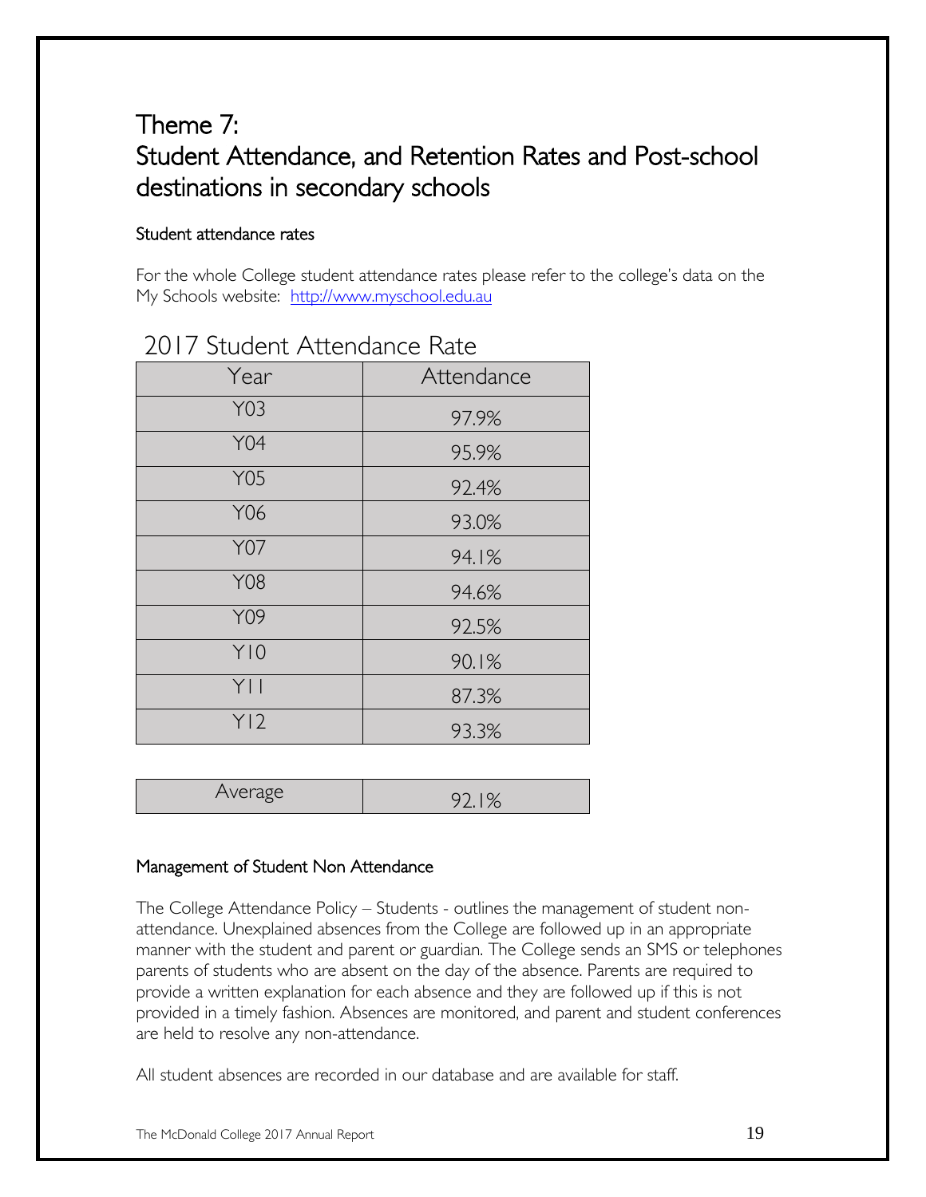# Theme 7:
# Student Attendance, and Retention Rates and Post-school destinations in secondary schools

### Student attendance rates

For the whole College student attendance rates please refer to the college's data on the My Schools website: http://www.myschool.edu.au

## 2017 Student Attendance Rate

| Year | Attendance |
|---|---|
| Y03 | 97.9% |
| Y04 | 95.9% |
| Y05 | 92.4% |
| Y06 | 93.0% |
| Y07 | 94.1% |
| Y08 | 94.6% |
| Y09 | 92.5% |
| Y10 | 90.1% |
| Y11 | 87.3% |
| Y12 | 93.3% |

| | |
|---|---|
| Average | 92.1% |

### Management of Student Non Attendance

The College Attendance Policy – Students - outlines the management of student non-attendance. Unexplained absences from the College are followed up in an appropriate manner with the student and parent or guardian. The College sends an SMS or telephones parents of students who are absent on the day of the absence. Parents are required to provide a written explanation for each absence and they are followed up if this is not provided in a timely fashion. Absences are monitored, and parent and student conferences are held to resolve any non-attendance.

All student absences are recorded in our database and are available for staff.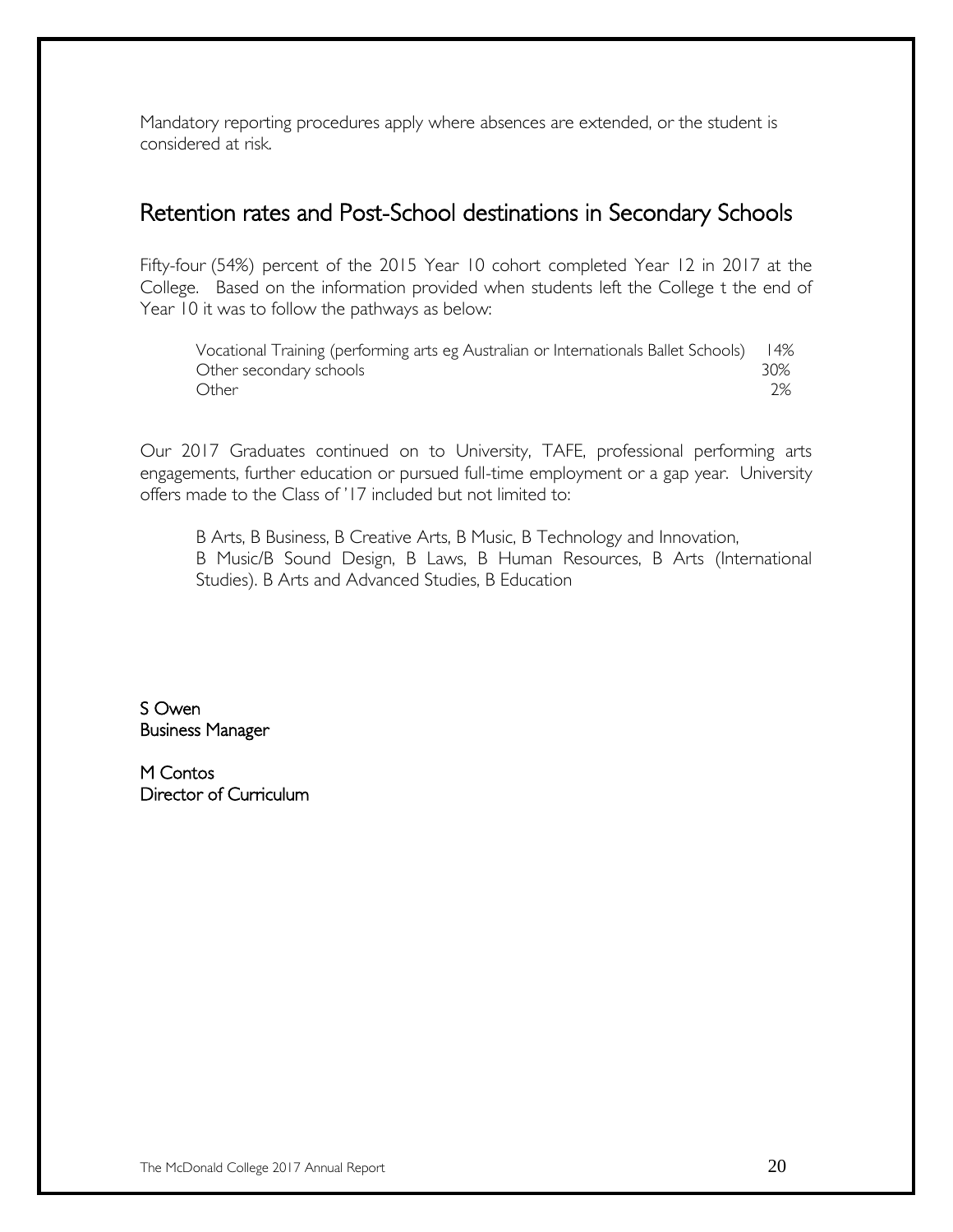Mandatory reporting procedures apply where absences are extended, or the student is considered at risk.

## Retention rates and Post-School destinations in Secondary Schools

Fifty-four (54%) percent of the 2015 Year 10 cohort completed Year 12 in 2017 at the College. Based on the information provided when students left the College t the end of Year 10 it was to follow the pathways as below:

| | |
|---|---|
| Vocational Training (performing arts eg Australian or Internationals Ballet Schools) | 14% |
| Other secondary schools | 30% |
| Other | 2% |

Our 2017 Graduates continued on to University, TAFE, professional performing arts engagements, further education or pursued full-time employment or a gap year. University offers made to the Class of '17 included but not limited to:

B Arts, B Business, B Creative Arts, B Music, B Technology and Innovation, B Music/B Sound Design, B Laws, B Human Resources, B Arts (International Studies). B Arts and Advanced Studies, B Education

S Owen
Business Manager

M Contos
Director of Curriculum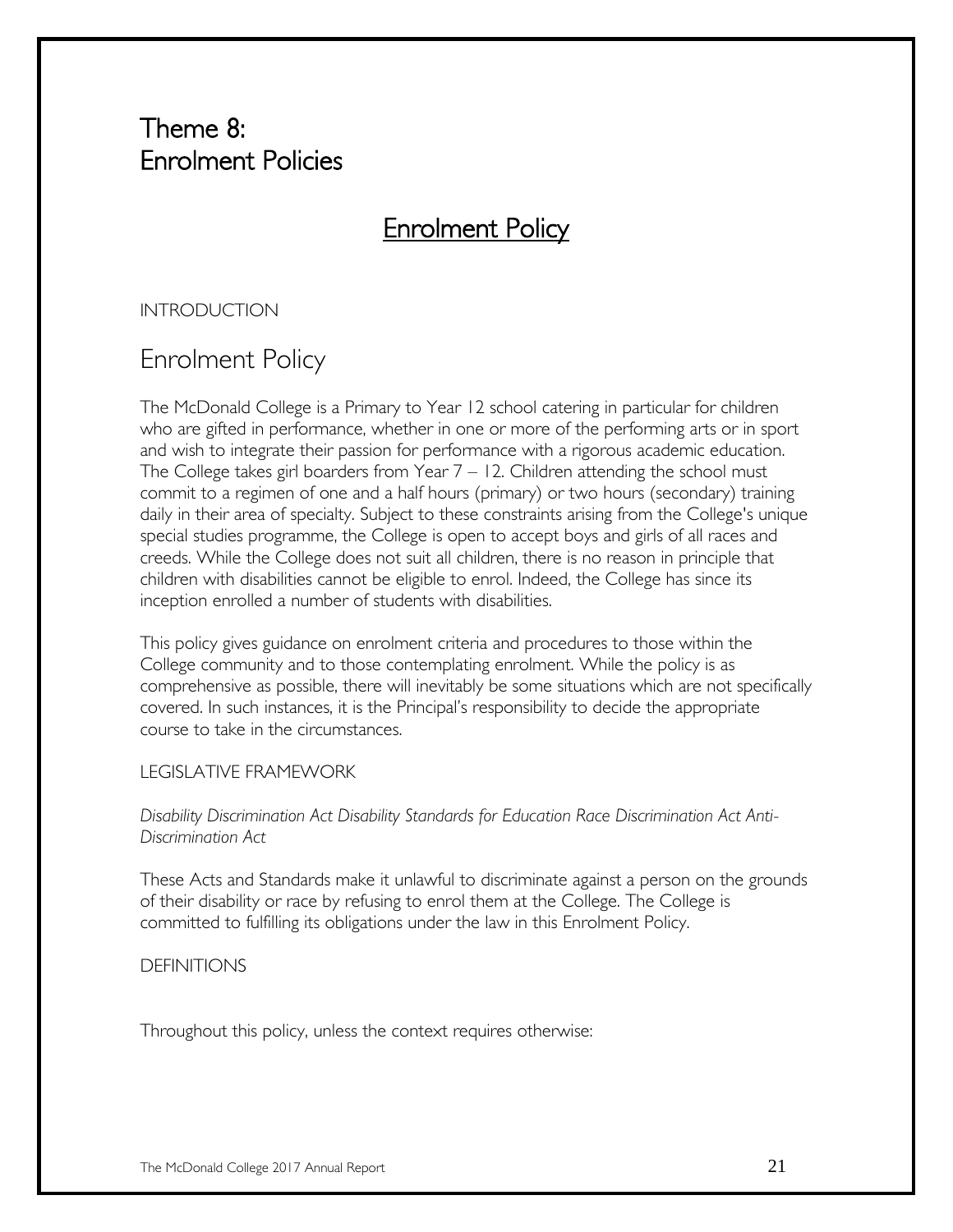# Theme 8: Enrolment Policies

## Enrolment Policy

INTRODUCTION

## Enrolment Policy

The McDonald College is a Primary to Year 12 school catering in particular for children who are gifted in performance, whether in one or more of the performing arts or in sport and wish to integrate their passion for performance with a rigorous academic education. The College takes girl boarders from Year 7 – 12. Children attending the school must commit to a regimen of one and a half hours (primary) or two hours (secondary) training daily in their area of specialty. Subject to these constraints arising from the College's unique special studies programme, the College is open to accept boys and girls of all races and creeds. While the College does not suit all children, there is no reason in principle that children with disabilities cannot be eligible to enrol. Indeed, the College has since its inception enrolled a number of students with disabilities.

This policy gives guidance on enrolment criteria and procedures to those within the College community and to those contemplating enrolment. While the policy is as comprehensive as possible, there will inevitably be some situations which are not specifically covered. In such instances, it is the Principal's responsibility to decide the appropriate course to take in the circumstances.

LEGISLATIVE FRAMEWORK

*Disability Discrimination Act Disability Standards for Education Race Discrimination Act Anti-Discrimination Act*

These Acts and Standards make it unlawful to discriminate against a person on the grounds of their disability or race by refusing to enrol them at the College. The College is committed to fulfilling its obligations under the law in this Enrolment Policy.

DEFINITIONS

Throughout this policy, unless the context requires otherwise: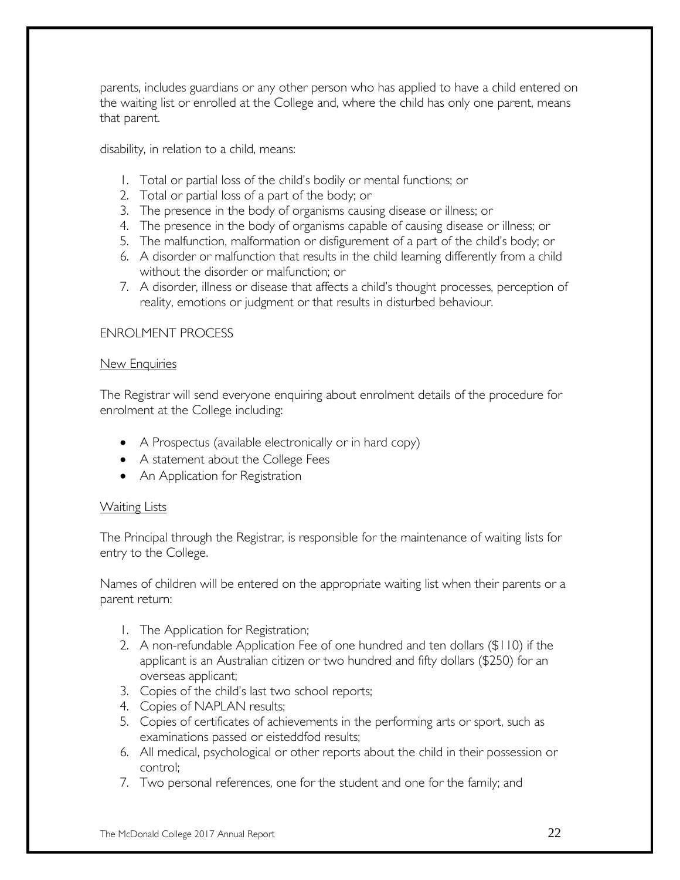parents, includes guardians or any other person who has applied to have a child entered on the waiting list or enrolled at the College and, where the child has only one parent, means that parent.

disability, in relation to a child, means:

1. Total or partial loss of the child's bodily or mental functions; or
2. Total or partial loss of a part of the body; or
3. The presence in the body of organisms causing disease or illness; or
4. The presence in the body of organisms capable of causing disease or illness; or
5. The malfunction, malformation or disfigurement of a part of the child's body; or
6. A disorder or malfunction that results in the child learning differently from a child without the disorder or malfunction; or
7. A disorder, illness or disease that affects a child's thought processes, perception of reality, emotions or judgment or that results in disturbed behaviour.

ENROLMENT PROCESS

New Enquiries

The Registrar will send everyone enquiring about enrolment details of the procedure for enrolment at the College including:

- A Prospectus (available electronically or in hard copy)
- A statement about the College Fees
- An Application for Registration

Waiting Lists

The Principal through the Registrar, is responsible for the maintenance of waiting lists for entry to the College.

Names of children will be entered on the appropriate waiting list when their parents or a parent return:

1. The Application for Registration;
2. A non-refundable Application Fee of one hundred and ten dollars ($110) if the applicant is an Australian citizen or two hundred and fifty dollars ($250) for an overseas applicant;
3. Copies of the child's last two school reports;
4. Copies of NAPLAN results;
5. Copies of certificates of achievements in the performing arts or sport, such as examinations passed or eisteddfod results;
6. All medical, psychological or other reports about the child in their possession or control;
7. Two personal references, one for the student and one for the family; and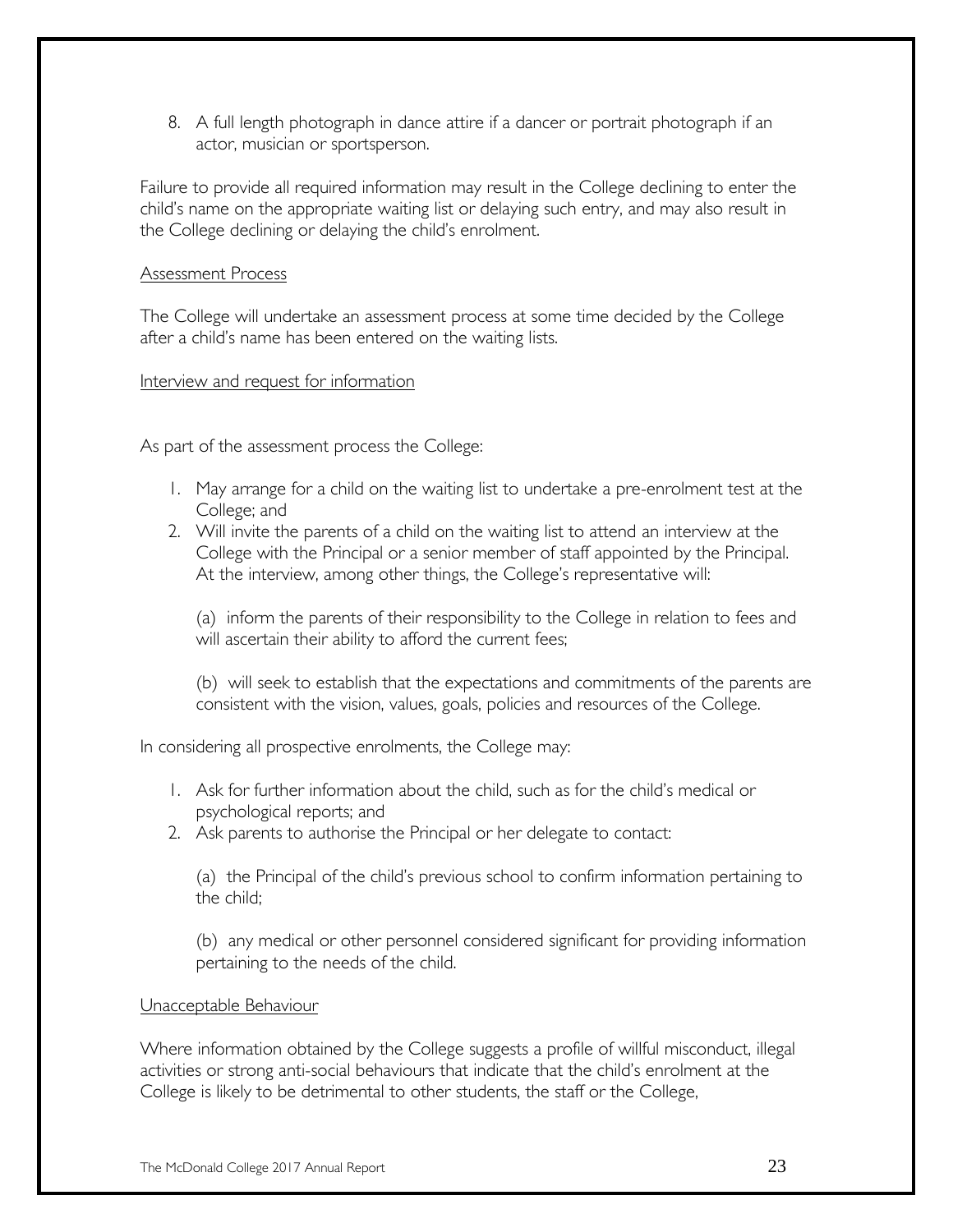8. A full length photograph in dance attire if a dancer or portrait photograph if an actor, musician or sportsperson.

Failure to provide all required information may result in the College declining to enter the child's name on the appropriate waiting list or delaying such entry, and may also result in the College declining or delaying the child's enrolment.

Assessment Process

The College will undertake an assessment process at some time decided by the College after a child's name has been entered on the waiting lists.

Interview and request for information

As part of the assessment process the College:

1. May arrange for a child on the waiting list to undertake a pre-enrolment test at the College; and
2. Will invite the parents of a child on the waiting list to attend an interview at the College with the Principal or a senior member of staff appointed by the Principal. At the interview, among other things, the College's representative will:

   (a) inform the parents of their responsibility to the College in relation to fees and will ascertain their ability to afford the current fees;

   (b) will seek to establish that the expectations and commitments of the parents are consistent with the vision, values, goals, policies and resources of the College.

In considering all prospective enrolments, the College may:

1. Ask for further information about the child, such as for the child's medical or psychological reports; and
2. Ask parents to authorise the Principal or her delegate to contact:

   (a) the Principal of the child's previous school to confirm information pertaining to the child;

   (b) any medical or other personnel considered significant for providing information pertaining to the needs of the child.

Unacceptable Behaviour

Where information obtained by the College suggests a profile of willful misconduct, illegal activities or strong anti-social behaviours that indicate that the child's enrolment at the College is likely to be detrimental to other students, the staff or the College,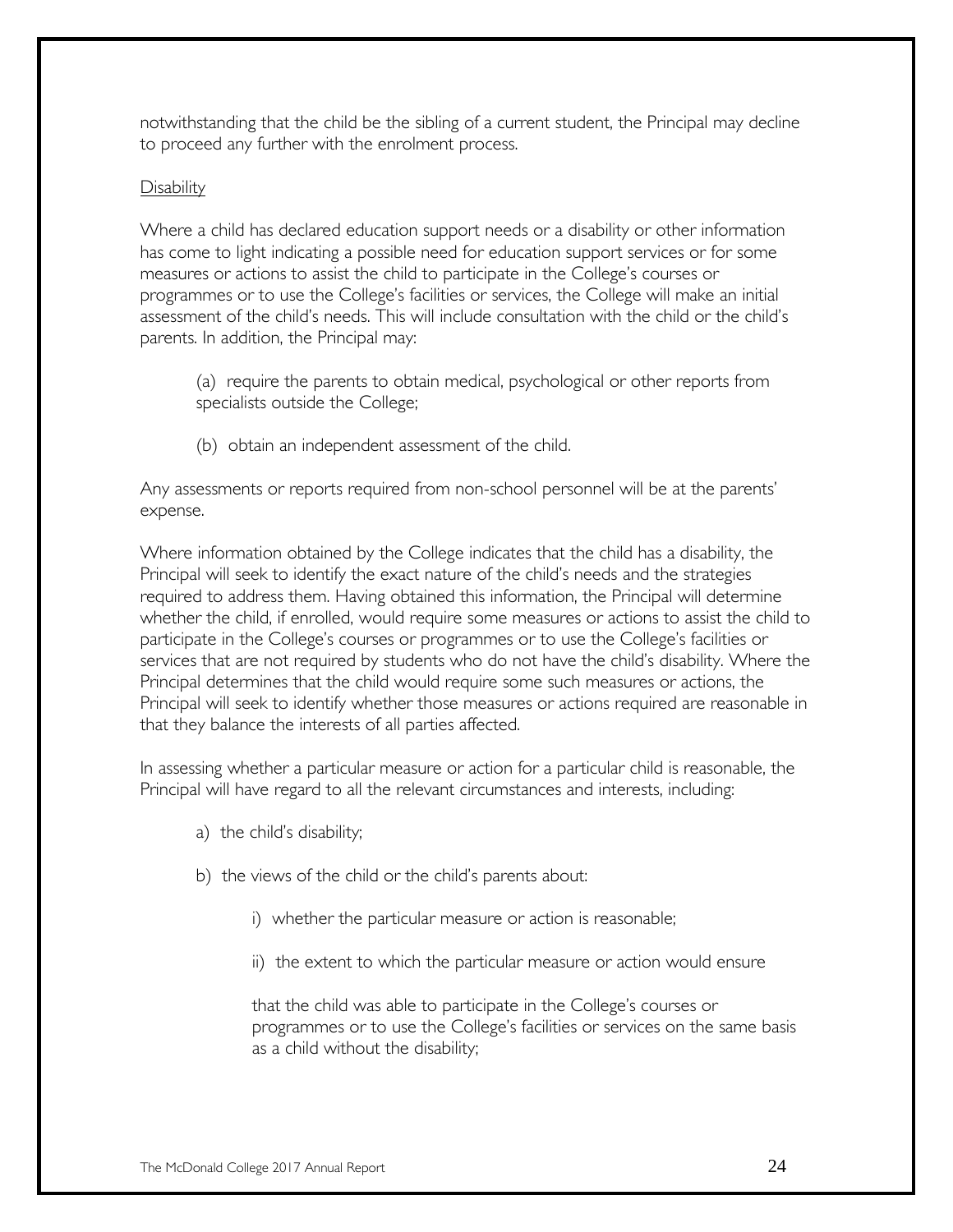notwithstanding that the child be the sibling of a current student, the Principal may decline to proceed any further with the enrolment process.

Disability

Where a child has declared education support needs or a disability or other information has come to light indicating a possible need for education support services or for some measures or actions to assist the child to participate in the College's courses or programmes or to use the College's facilities or services, the College will make an initial assessment of the child's needs. This will include consultation with the child or the child's parents. In addition, the Principal may:

(a) require the parents to obtain medical, psychological or other reports from specialists outside the College;

(b) obtain an independent assessment of the child.

Any assessments or reports required from non-school personnel will be at the parents' expense.

Where information obtained by the College indicates that the child has a disability, the Principal will seek to identify the exact nature of the child's needs and the strategies required to address them. Having obtained this information, the Principal will determine whether the child, if enrolled, would require some measures or actions to assist the child to participate in the College's courses or programmes or to use the College's facilities or services that are not required by students who do not have the child's disability. Where the Principal determines that the child would require some such measures or actions, the Principal will seek to identify whether those measures or actions required are reasonable in that they balance the interests of all parties affected.

In assessing whether a particular measure or action for a particular child is reasonable, the Principal will have regard to all the relevant circumstances and interests, including:

a) the child's disability;

b) the views of the child or the child's parents about:

i) whether the particular measure or action is reasonable;

ii) the extent to which the particular measure or action would ensure that the child was able to participate in the College's courses or programmes or to use the College's facilities or services on the same basis as a child without the disability;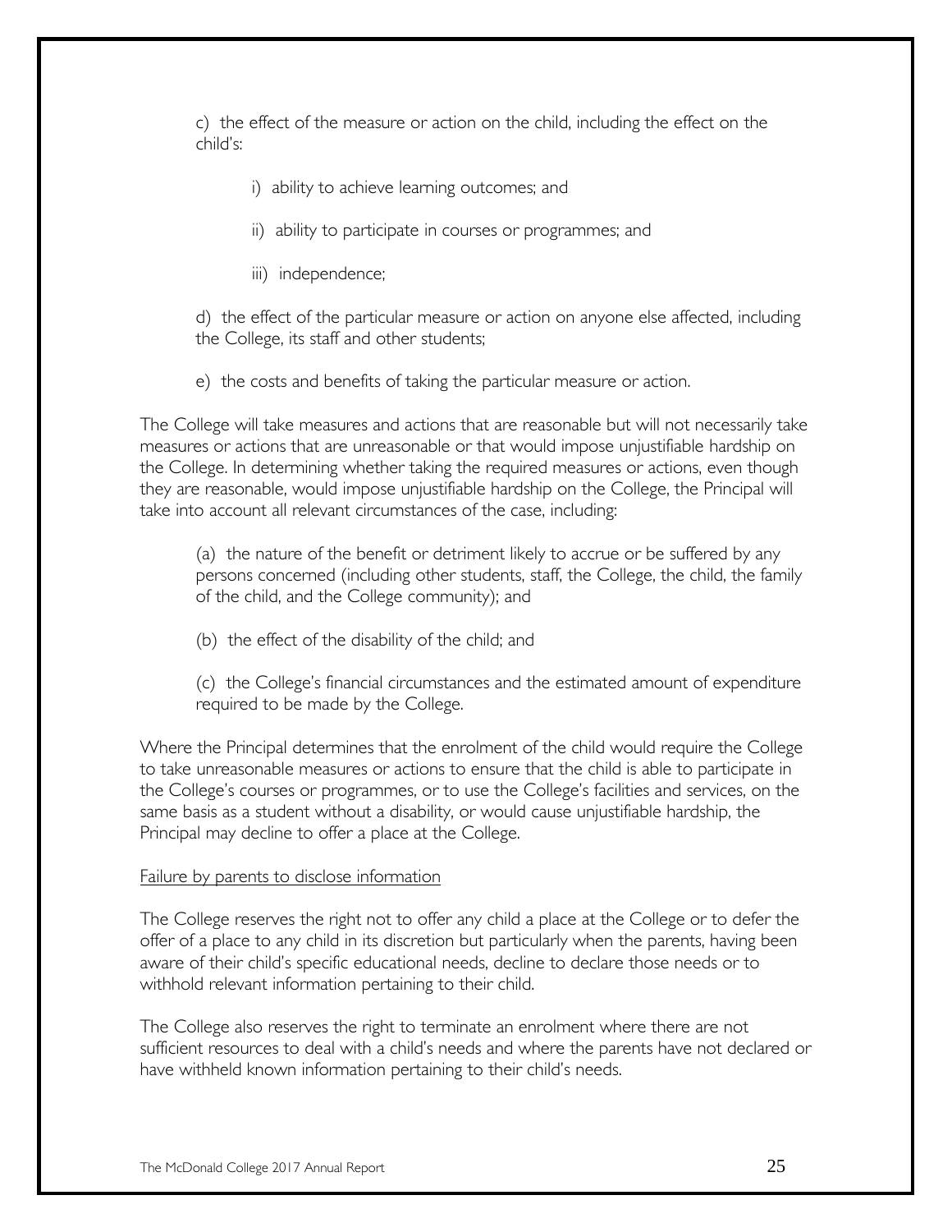c) the effect of the measure or action on the child, including the effect on the child's:

i) ability to achieve learning outcomes; and

ii) ability to participate in courses or programmes; and

iii) independence;

d) the effect of the particular measure or action on anyone else affected, including the College, its staff and other students;

e) the costs and benefits of taking the particular measure or action.

The College will take measures and actions that are reasonable but will not necessarily take measures or actions that are unreasonable or that would impose unjustifiable hardship on the College. In determining whether taking the required measures or actions, even though they are reasonable, would impose unjustifiable hardship on the College, the Principal will take into account all relevant circumstances of the case, including:

(a) the nature of the benefit or detriment likely to accrue or be suffered by any persons concerned (including other students, staff, the College, the child, the family of the child, and the College community); and

(b) the effect of the disability of the child; and

(c) the College's financial circumstances and the estimated amount of expenditure required to be made by the College.

Where the Principal determines that the enrolment of the child would require the College to take unreasonable measures or actions to ensure that the child is able to participate in the College's courses or programmes, or to use the College's facilities and services, on the same basis as a student without a disability, or would cause unjustifiable hardship, the Principal may decline to offer a place at the College.

Failure by parents to disclose information

The College reserves the right not to offer any child a place at the College or to defer the offer of a place to any child in its discretion but particularly when the parents, having been aware of their child's specific educational needs, decline to declare those needs or to withhold relevant information pertaining to their child.

The College also reserves the right to terminate an enrolment where there are not sufficient resources to deal with a child's needs and where the parents have not declared or have withheld known information pertaining to their child's needs.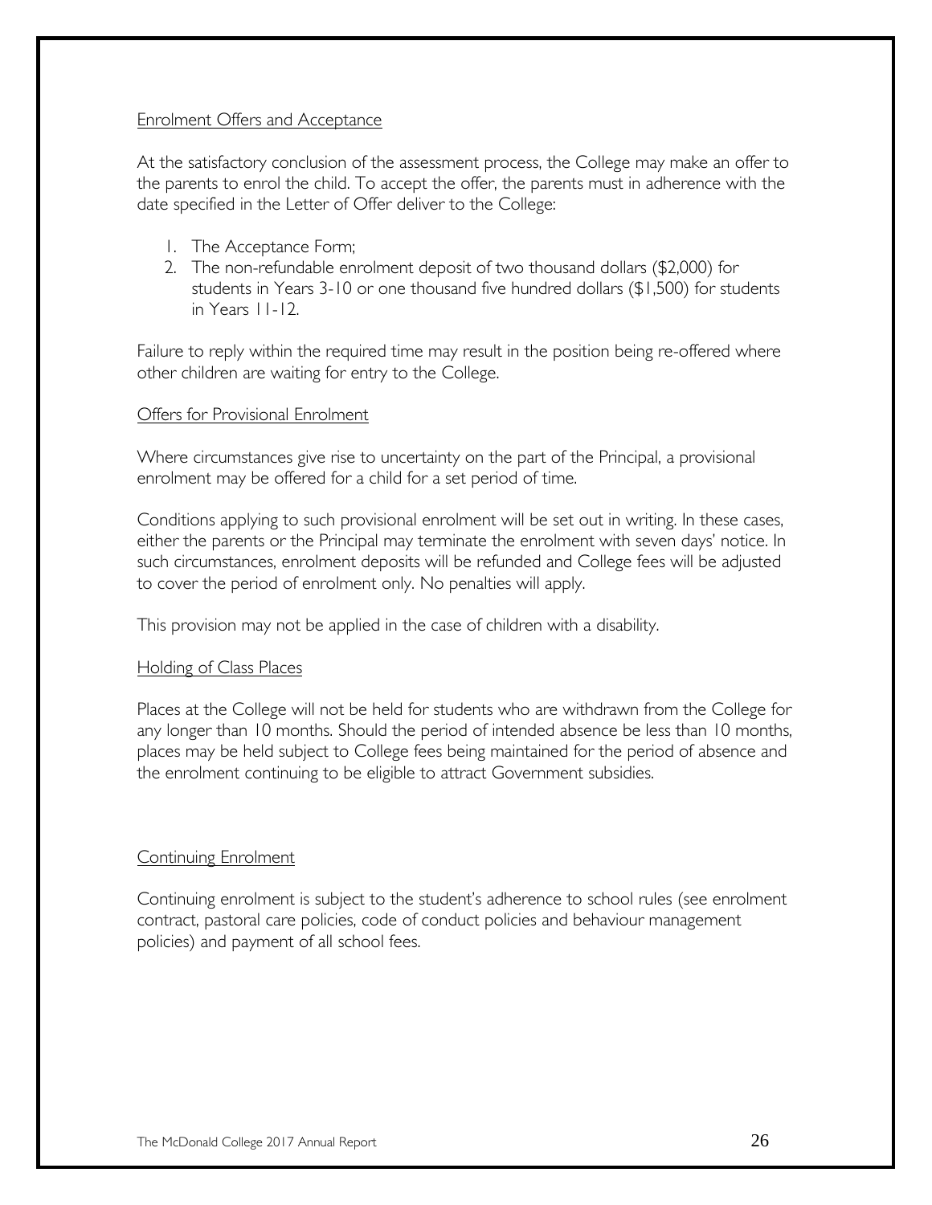## Enrolment Offers and Acceptance

At the satisfactory conclusion of the assessment process, the College may make an offer to the parents to enrol the child. To accept the offer, the parents must in adherence with the date specified in the Letter of Offer deliver to the College:

1. The Acceptance Form;
2. The non-refundable enrolment deposit of two thousand dollars ($2,000) for students in Years 3-10 or one thousand five hundred dollars ($1,500) for students in Years 11-12.

Failure to reply within the required time may result in the position being re-offered where other children are waiting for entry to the College.

## Offers for Provisional Enrolment

Where circumstances give rise to uncertainty on the part of the Principal, a provisional enrolment may be offered for a child for a set period of time.

Conditions applying to such provisional enrolment will be set out in writing. In these cases, either the parents or the Principal may terminate the enrolment with seven days' notice. In such circumstances, enrolment deposits will be refunded and College fees will be adjusted to cover the period of enrolment only. No penalties will apply.

This provision may not be applied in the case of children with a disability.

## Holding of Class Places

Places at the College will not be held for students who are withdrawn from the College for any longer than 10 months. Should the period of intended absence be less than 10 months, places may be held subject to College fees being maintained for the period of absence and the enrolment continuing to be eligible to attract Government subsidies.

## Continuing Enrolment

Continuing enrolment is subject to the student's adherence to school rules (see enrolment contract, pastoral care policies, code of conduct policies and behaviour management policies) and payment of all school fees.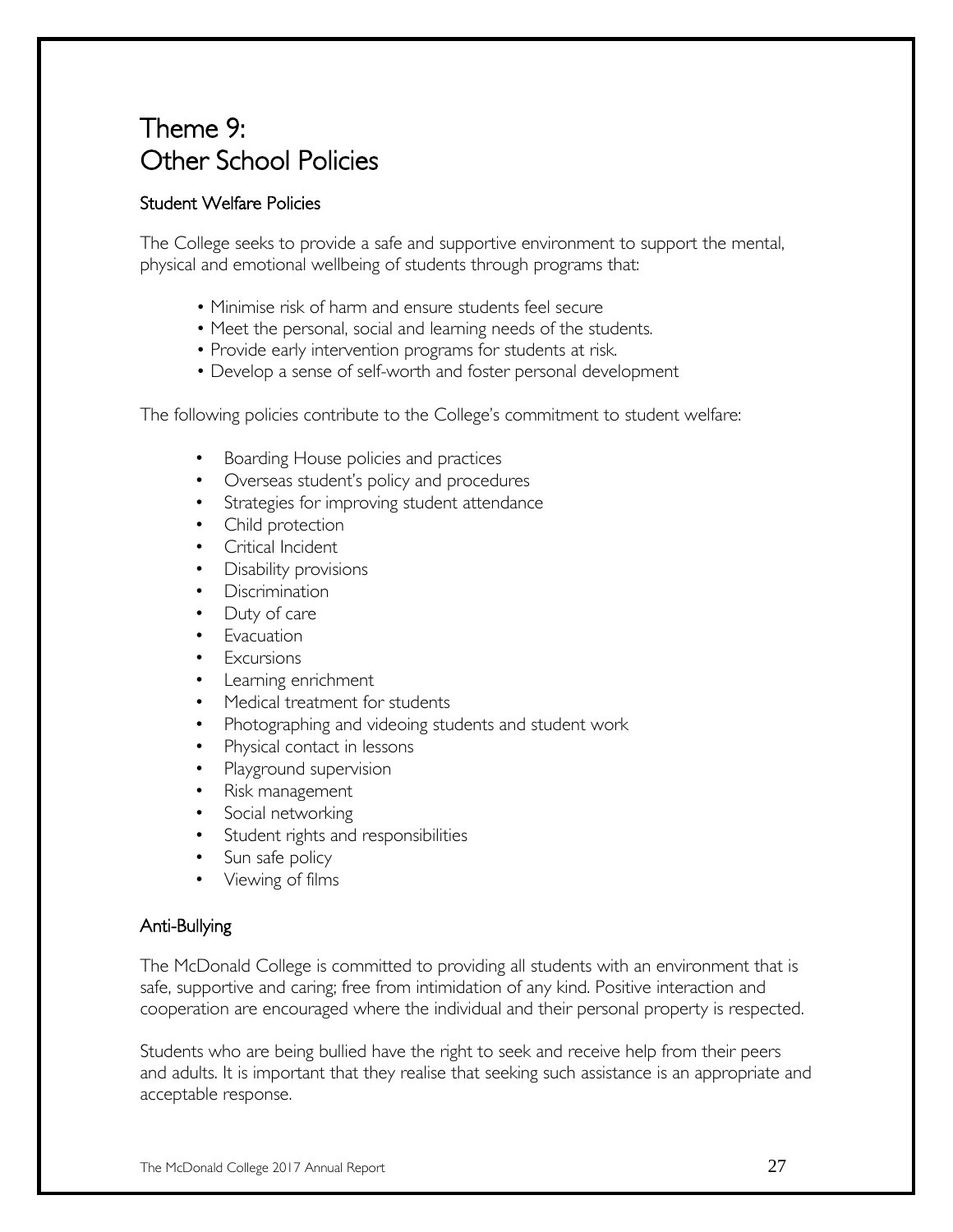# Theme 9:
# Other School Policies

## Student Welfare Policies

The College seeks to provide a safe and supportive environment to support the mental, physical and emotional wellbeing of students through programs that:

- Minimise risk of harm and ensure students feel secure
- Meet the personal, social and learning needs of the students.
- Provide early intervention programs for students at risk.
- Develop a sense of self-worth and foster personal development

The following policies contribute to the College's commitment to student welfare:

- Boarding House policies and practices
- Overseas student's policy and procedures
- Strategies for improving student attendance
- Child protection
- Critical Incident
- Disability provisions
- Discrimination
- Duty of care
- Evacuation
- Excursions
- Learning enrichment
- Medical treatment for students
- Photographing and videoing students and student work
- Physical contact in lessons
- Playground supervision
- Risk management
- Social networking
- Student rights and responsibilities
- Sun safe policy
- Viewing of films

## Anti-Bullying

The McDonald College is committed to providing all students with an environment that is safe, supportive and caring; free from intimidation of any kind. Positive interaction and cooperation are encouraged where the individual and their personal property is respected.

Students who are being bullied have the right to seek and receive help from their peers and adults. It is important that they realise that seeking such assistance is an appropriate and acceptable response.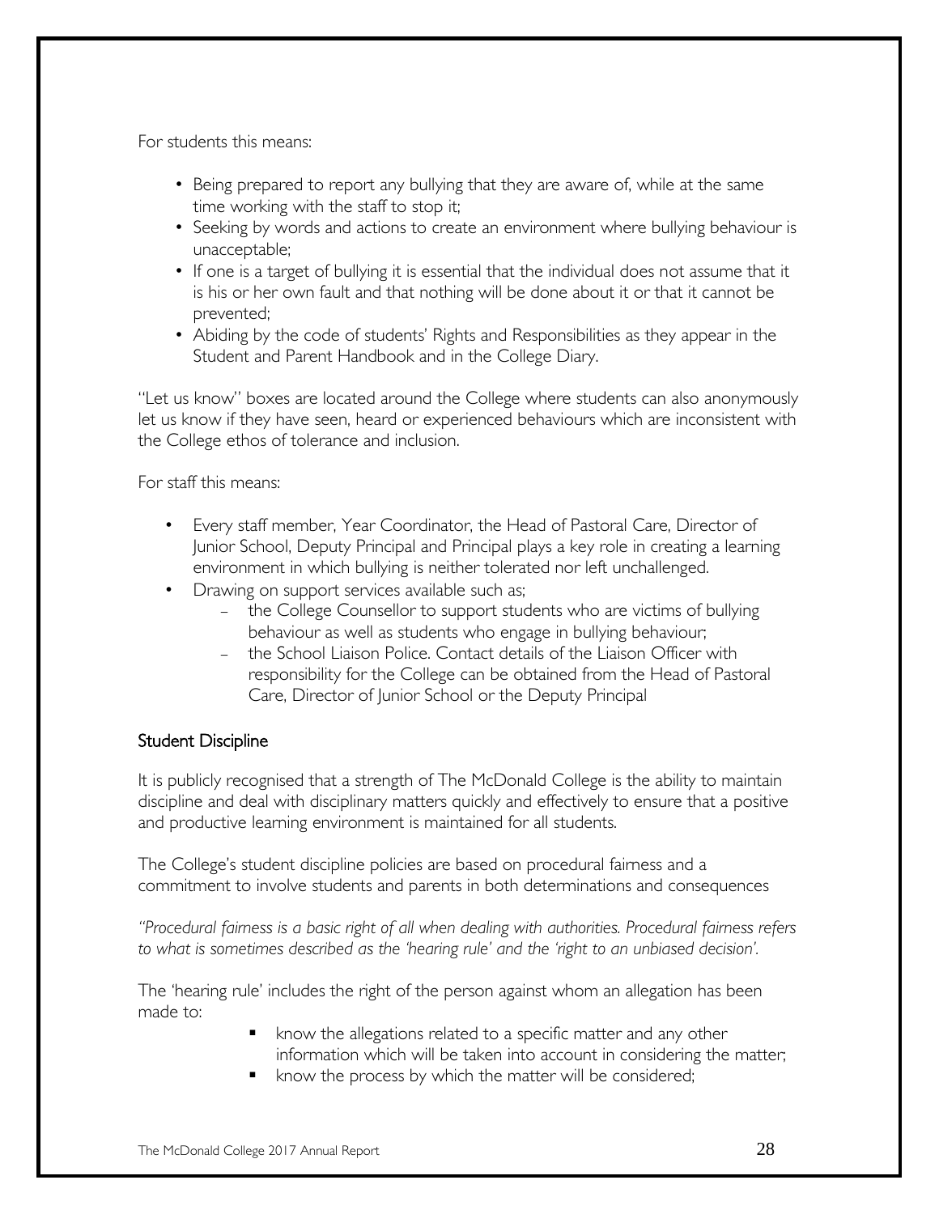For students this means:

- Being prepared to report any bullying that they are aware of, while at the same time working with the staff to stop it;
- Seeking by words and actions to create an environment where bullying behaviour is unacceptable;
- If one is a target of bullying it is essential that the individual does not assume that it is his or her own fault and that nothing will be done about it or that it cannot be prevented;
- Abiding by the code of students' Rights and Responsibilities as they appear in the Student and Parent Handbook and in the College Diary.

"Let us know" boxes are located around the College where students can also anonymously let us know if they have seen, heard or experienced behaviours which are inconsistent with the College ethos of tolerance and inclusion.

For staff this means:

- Every staff member, Year Coordinator, the Head of Pastoral Care, Director of Junior School, Deputy Principal and Principal plays a key role in creating a learning environment in which bullying is neither tolerated nor left unchallenged.
- Drawing on support services available such as;
  - the College Counsellor to support students who are victims of bullying behaviour as well as students who engage in bullying behaviour;
  - the School Liaison Police. Contact details of the Liaison Officer with responsibility for the College can be obtained from the Head of Pastoral Care, Director of Junior School or the Deputy Principal

## Student Discipline

It is publicly recognised that a strength of The McDonald College is the ability to maintain discipline and deal with disciplinary matters quickly and effectively to ensure that a positive and productive learning environment is maintained for all students.

The College's student discipline policies are based on procedural fairness and a commitment to involve students and parents in both determinations and consequences

*"Procedural fairness is a basic right of all when dealing with authorities. Procedural fairness refers to what is sometimes described as the 'hearing rule' and the 'right to an unbiased decision'.*

The 'hearing rule' includes the right of the person against whom an allegation has been made to:

- know the allegations related to a specific matter and any other information which will be taken into account in considering the matter;
- know the process by which the matter will be considered;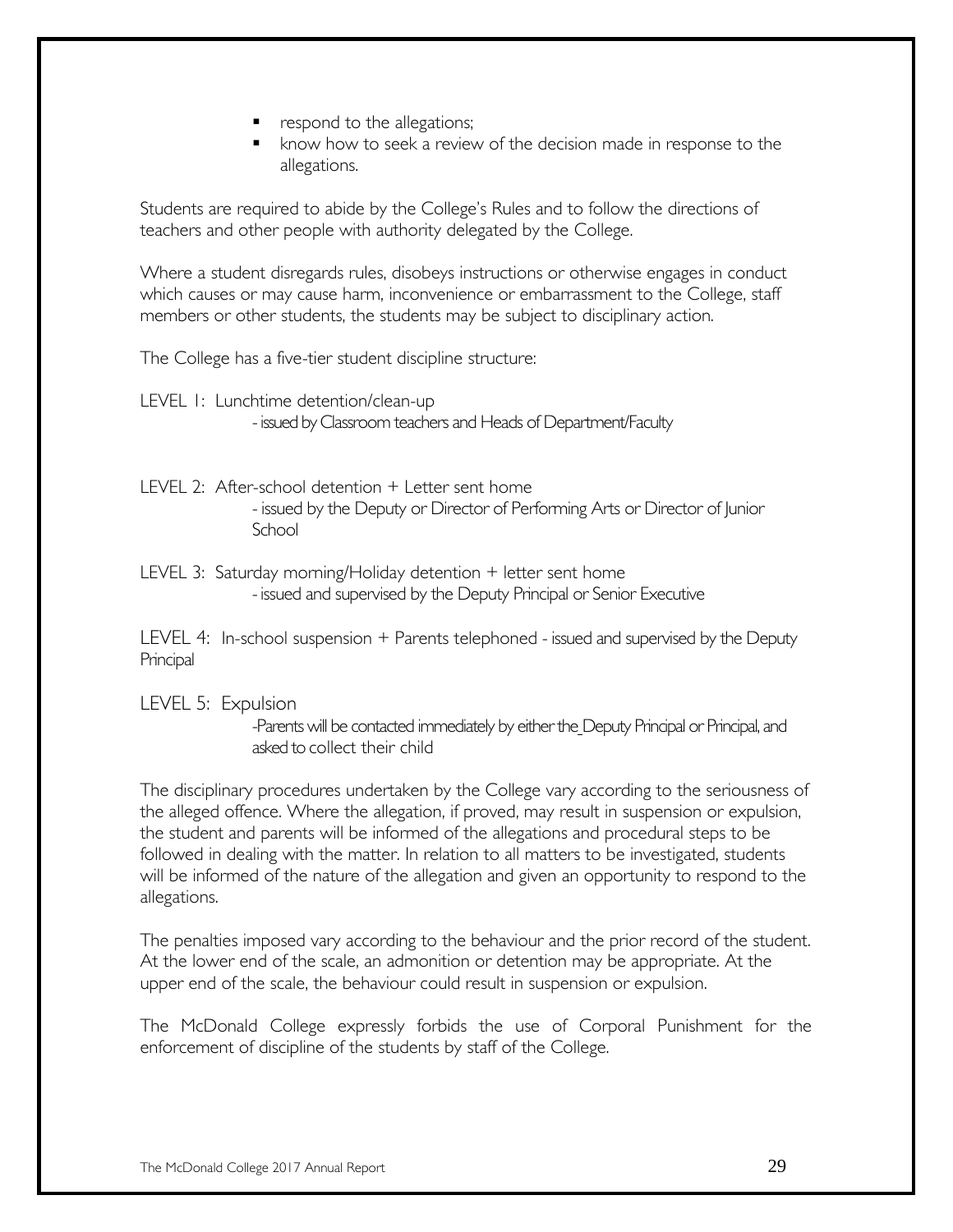- respond to the allegations;
- know how to seek a review of the decision made in response to the allegations.

Students are required to abide by the College's Rules and to follow the directions of teachers and other people with authority delegated by the College.

Where a student disregards rules, disobeys instructions or otherwise engages in conduct which causes or may cause harm, inconvenience or embarrassment to the College, staff members or other students, the students may be subject to disciplinary action.

The College has a five-tier student discipline structure:

LEVEL 1: Lunchtime detention/clean-up
- issued by Classroom teachers and Heads of Department/Faculty

LEVEL 2: After-school detention + Letter sent home
- issued by the Deputy or Director of Performing Arts or Director of Junior School

LEVEL 3: Saturday morning/Holiday detention + letter sent home
- issued and supervised by the Deputy Principal or Senior Executive

LEVEL 4: In-school suspension + Parents telephoned - issued and supervised by the Deputy Principal

LEVEL 5: Expulsion
-Parents will be contacted immediately by either the Deputy Principal or Principal, and asked to collect their child

The disciplinary procedures undertaken by the College vary according to the seriousness of the alleged offence. Where the allegation, if proved, may result in suspension or expulsion, the student and parents will be informed of the allegations and procedural steps to be followed in dealing with the matter. In relation to all matters to be investigated, students will be informed of the nature of the allegation and given an opportunity to respond to the allegations.

The penalties imposed vary according to the behaviour and the prior record of the student. At the lower end of the scale, an admonition or detention may be appropriate. At the upper end of the scale, the behaviour could result in suspension or expulsion.

The McDonald College expressly forbids the use of Corporal Punishment for the enforcement of discipline of the students by staff of the College.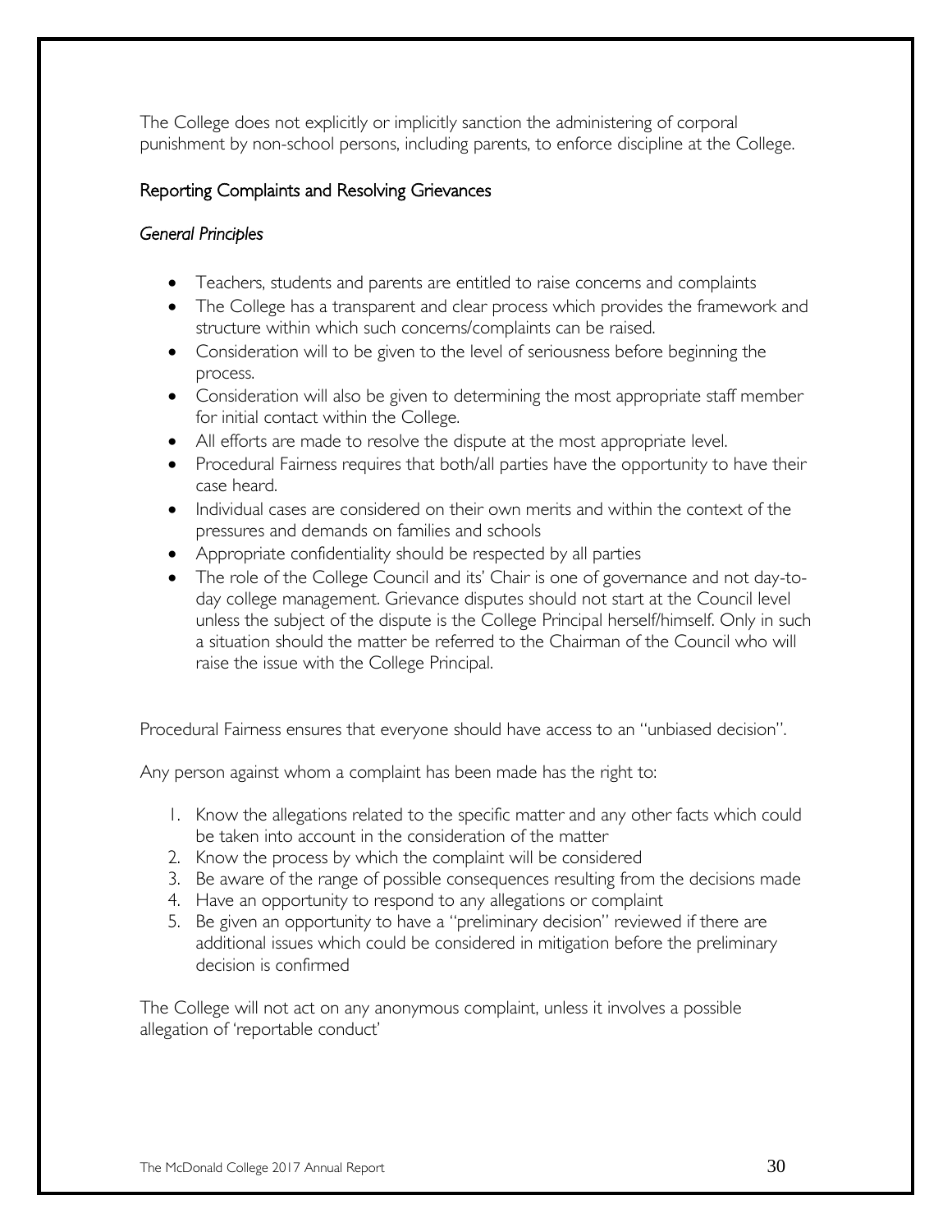The College does not explicitly or implicitly sanction the administering of corporal punishment by non-school persons, including parents, to enforce discipline at the College.

## Reporting Complaints and Resolving Grievances

### *General Principles*

- Teachers, students and parents are entitled to raise concerns and complaints
- The College has a transparent and clear process which provides the framework and structure within which such concerns/complaints can be raised.
- Consideration will to be given to the level of seriousness before beginning the process.
- Consideration will also be given to determining the most appropriate staff member for initial contact within the College.
- All efforts are made to resolve the dispute at the most appropriate level.
- Procedural Fairness requires that both/all parties have the opportunity to have their case heard.
- Individual cases are considered on their own merits and within the context of the pressures and demands on families and schools
- Appropriate confidentiality should be respected by all parties
- The role of the College Council and its' Chair is one of governance and not day-to-day college management. Grievance disputes should not start at the Council level unless the subject of the dispute is the College Principal herself/himself. Only in such a situation should the matter be referred to the Chairman of the Council who will raise the issue with the College Principal.

Procedural Fairness ensures that everyone should have access to an "unbiased decision".

Any person against whom a complaint has been made has the right to:

1. Know the allegations related to the specific matter and any other facts which could be taken into account in the consideration of the matter
2. Know the process by which the complaint will be considered
3. Be aware of the range of possible consequences resulting from the decisions made
4. Have an opportunity to respond to any allegations or complaint
5. Be given an opportunity to have a "preliminary decision" reviewed if there are additional issues which could be considered in mitigation before the preliminary decision is confirmed

The College will not act on any anonymous complaint, unless it involves a possible allegation of 'reportable conduct'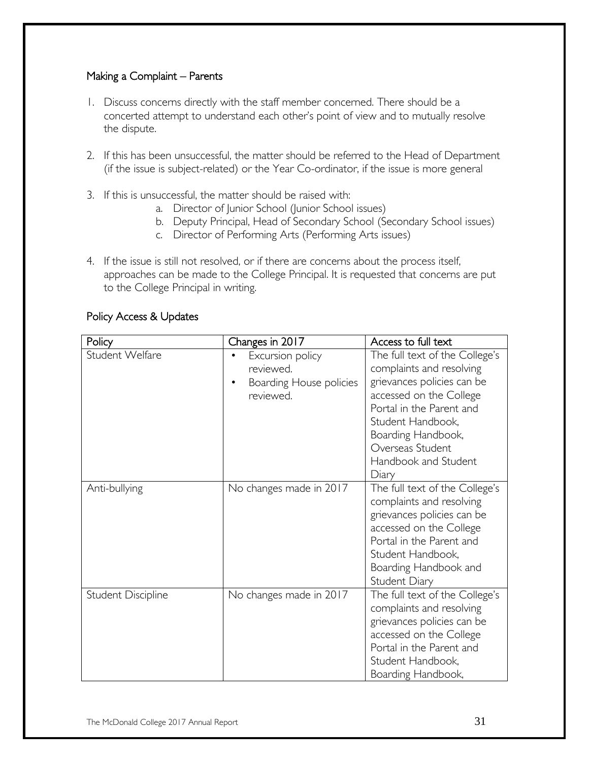## Making a Complaint – Parents

1. Discuss concerns directly with the staff member concerned. There should be a concerted attempt to understand each other's point of view and to mutually resolve the dispute.

2. If this has been unsuccessful, the matter should be referred to the Head of Department (if the issue is subject-related) or the Year Co-ordinator, if the issue is more general

3. If this is unsuccessful, the matter should be raised with:
   a. Director of Junior School (Junior School issues)
   b. Deputy Principal, Head of Secondary School (Secondary School issues)
   c. Director of Performing Arts (Performing Arts issues)

4. If the issue is still not resolved, or if there are concerns about the process itself, approaches can be made to the College Principal. It is requested that concerns are put to the College Principal in writing.

## Policy Access & Updates

| Policy | Changes in 2017 | Access to full text |
|---|---|---|
| Student Welfare | • Excursion policy reviewed.<br>• Boarding House policies reviewed. | The full text of the College's complaints and resolving grievances policies can be accessed on the College Portal in the Parent and Student Handbook, Boarding Handbook, Overseas Student Handbook and Student Diary |
| Anti-bullying | No changes made in 2017 | The full text of the College's complaints and resolving grievances policies can be accessed on the College Portal in the Parent and Student Handbook, Boarding Handbook and Student Diary |
| Student Discipline | No changes made in 2017 | The full text of the College's complaints and resolving grievances policies can be accessed on the College Portal in the Parent and Student Handbook, Boarding Handbook, |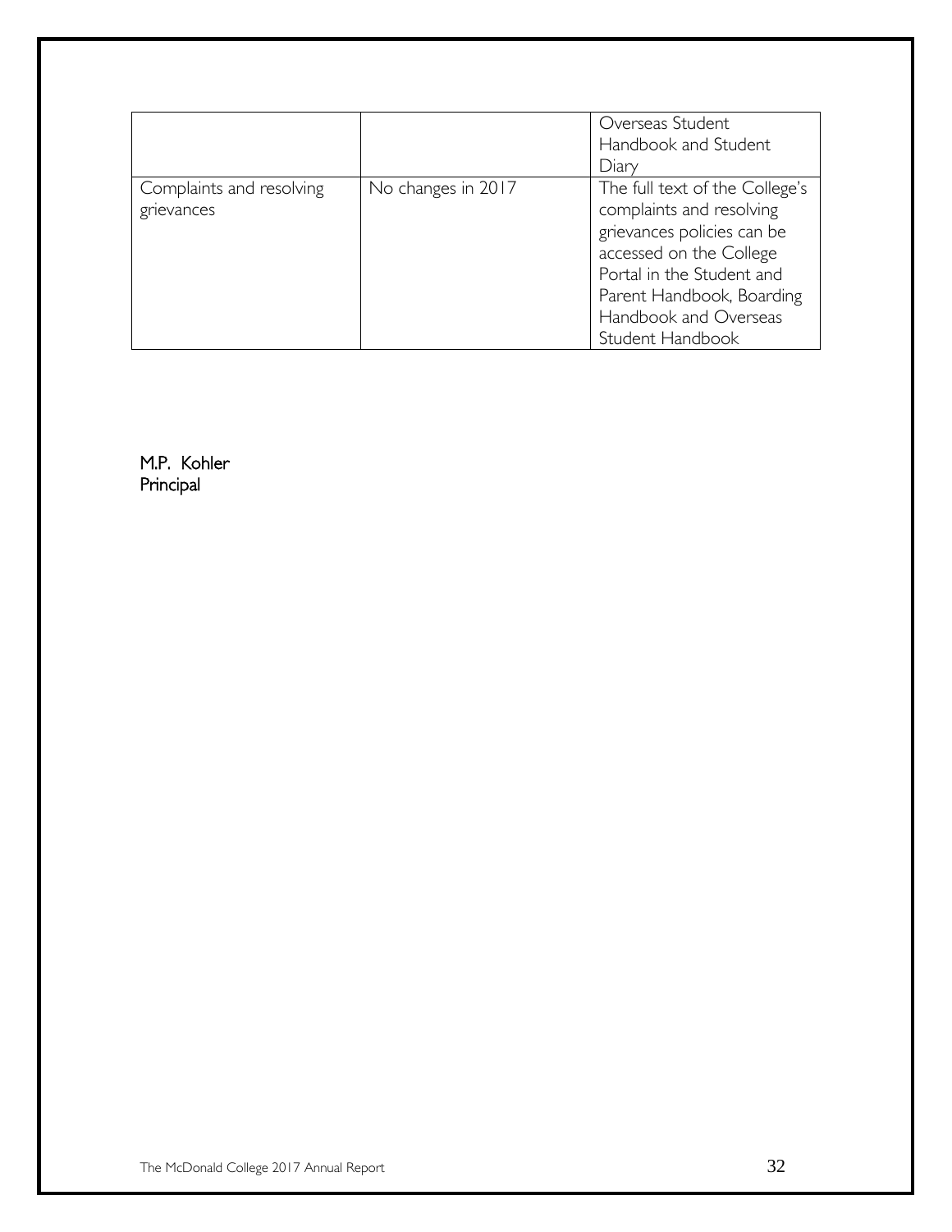| | | |
|---|---|---|
| | | Overseas Student Handbook and Student Diary |
| Complaints and resolving grievances | No changes in 2017 | The full text of the College's complaints and resolving grievances policies can be accessed on the College Portal in the Student and Parent Handbook, Boarding Handbook and Overseas Student Handbook |

M.P. Kohler
Principal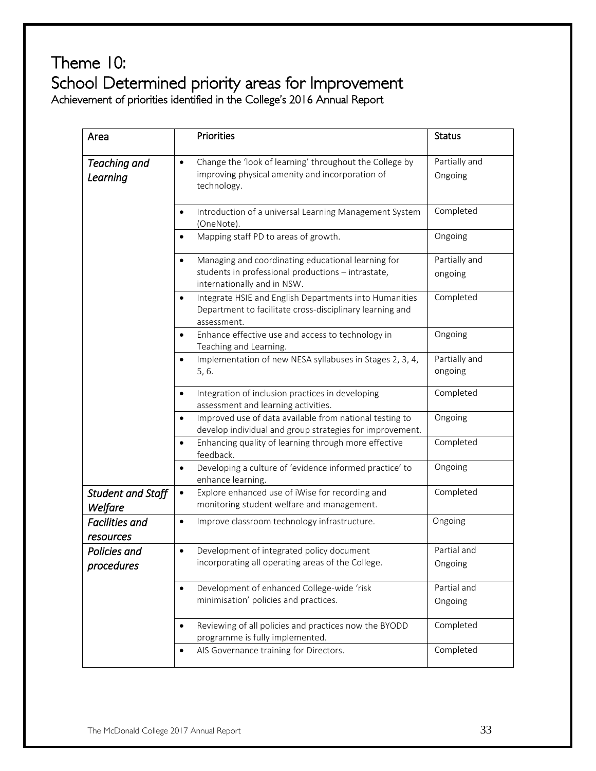# Theme 10:
# School Determined priority areas for Improvement

## Achievement of priorities identified in the College's 2016 Annual Report

| Area | Priorities | Status |
|---|---|---|
| *Teaching and Learning* | • Change the 'look of learning' throughout the College by improving physical amenity and incorporation of technology. | Partially and Ongoing |
| | • Introduction of a universal Learning Management System (OneNote). | Completed |
| | • Mapping staff PD to areas of growth. | Ongoing |
| | • Managing and coordinating educational learning for students in professional productions – intrastate, internationally and in NSW. | Partially and ongoing |
| | • Integrate HSIE and English Departments into Humanities Department to facilitate cross-disciplinary learning and assessment. | Completed |
| | • Enhance effective use and access to technology in Teaching and Learning. | Ongoing |
| | • Implementation of new NESA syllabuses in Stages 2, 3, 4, 5, 6. | Partially and ongoing |
| | • Integration of inclusion practices in developing assessment and learning activities. | Completed |
| | • Improved use of data available from national testing to develop individual and group strategies for improvement. | Ongoing |
| | • Enhancing quality of learning through more effective feedback. | Completed |
| | • Developing a culture of 'evidence informed practice' to enhance learning. | Ongoing |
| *Student and Staff Welfare* | • Explore enhanced use of iWise for recording and monitoring student welfare and management. | Completed |
| *Facilities and resources* | • Improve classroom technology infrastructure. | Ongoing |
| *Policies and procedures* | • Development of integrated policy document incorporating all operating areas of the College. | Partial and Ongoing |
| | • Development of enhanced College-wide 'risk minimisation' policies and practices. | Partial and Ongoing |
| | • Reviewing of all policies and practices now the BYODD programme is fully implemented. | Completed |
| | • AIS Governance training for Directors. | Completed |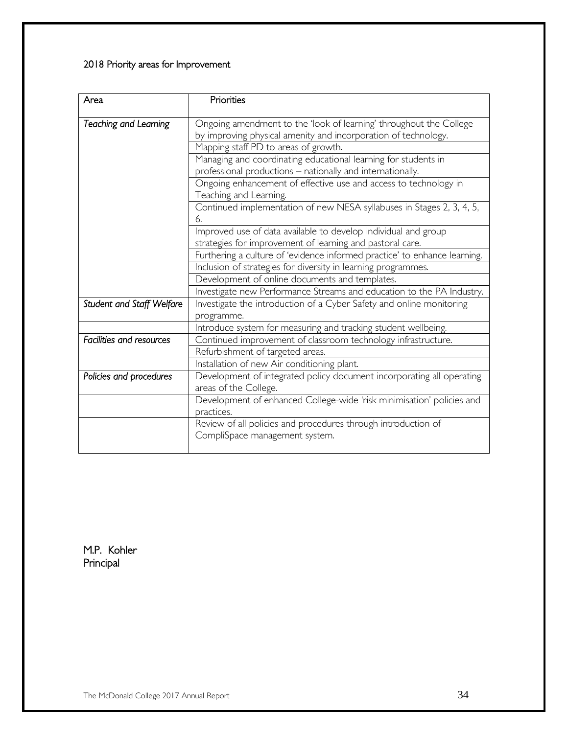2018 Priority areas for Improvement

| Area | Priorities |
|---|---|
| *Teaching and Learning* | Ongoing amendment to the 'look of learning' throughout the College by improving physical amenity and incorporation of technology. |
| | Mapping staff PD to areas of growth. |
| | Managing and coordinating educational learning for students in professional productions – nationally and internationally. |
| | Ongoing enhancement of effective use and access to technology in Teaching and Learning. |
| | Continued implementation of new NESA syllabuses in Stages 2, 3, 4, 5, 6. |
| | Improved use of data available to develop individual and group strategies for improvement of learning and pastoral care. |
| | Furthering a culture of 'evidence informed practice' to enhance learning. |
| | Inclusion of strategies for diversity in learning programmes. |
| | Development of online documents and templates. |
| | Investigate new Performance Streams and education to the PA Industry. |
| *Student and Staff Welfare* | Investigate the introduction of a Cyber Safety and online monitoring programme. |
| | Introduce system for measuring and tracking student wellbeing. |
| *Facilities and resources* | Continued improvement of classroom technology infrastructure. |
| | Refurbishment of targeted areas. |
| | Installation of new Air conditioning plant. |
| *Policies and procedures* | Development of integrated policy document incorporating all operating areas of the College. |
| | Development of enhanced College-wide 'risk minimisation' policies and practices. |
| | Review of all policies and procedures through introduction of CompliSpace management system. |

M.P. Kohler
Principal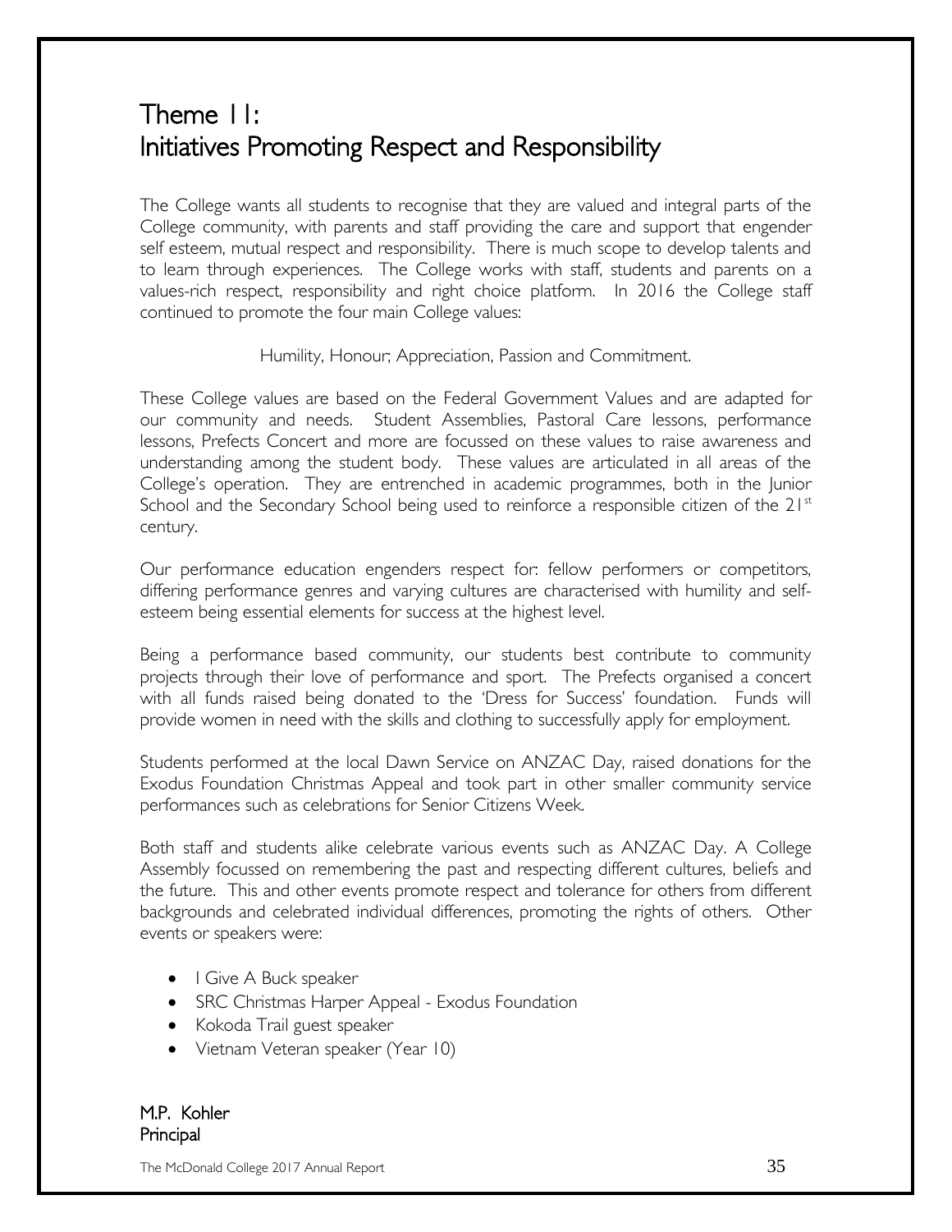# Theme 11: Initiatives Promoting Respect and Responsibility

The College wants all students to recognise that they are valued and integral parts of the College community, with parents and staff providing the care and support that engender self esteem, mutual respect and responsibility. There is much scope to develop talents and to learn through experiences. The College works with staff, students and parents on a values-rich respect, responsibility and right choice platform. In 2016 the College staff continued to promote the four main College values:

Humility, Honour; Appreciation, Passion and Commitment.

These College values are based on the Federal Government Values and are adapted for our community and needs. Student Assemblies, Pastoral Care lessons, performance lessons, Prefects Concert and more are focussed on these values to raise awareness and understanding among the student body. These values are articulated in all areas of the College's operation. They are entrenched in academic programmes, both in the Junior School and the Secondary School being used to reinforce a responsible citizen of the 21st century.

Our performance education engenders respect for: fellow performers or competitors, differing performance genres and varying cultures are characterised with humility and self-esteem being essential elements for success at the highest level.

Being a performance based community, our students best contribute to community projects through their love of performance and sport. The Prefects organised a concert with all funds raised being donated to the 'Dress for Success' foundation. Funds will provide women in need with the skills and clothing to successfully apply for employment.

Students performed at the local Dawn Service on ANZAC Day, raised donations for the Exodus Foundation Christmas Appeal and took part in other smaller community service performances such as celebrations for Senior Citizens Week.

Both staff and students alike celebrate various events such as ANZAC Day. A College Assembly focussed on remembering the past and respecting different cultures, beliefs and the future. This and other events promote respect and tolerance for others from different backgrounds and celebrated individual differences, promoting the rights of others. Other events or speakers were:

- I Give A Buck speaker
- SRC Christmas Harper Appeal - Exodus Foundation
- Kokoda Trail guest speaker
- Vietnam Veteran speaker (Year 10)

M.P. Kohler
Principal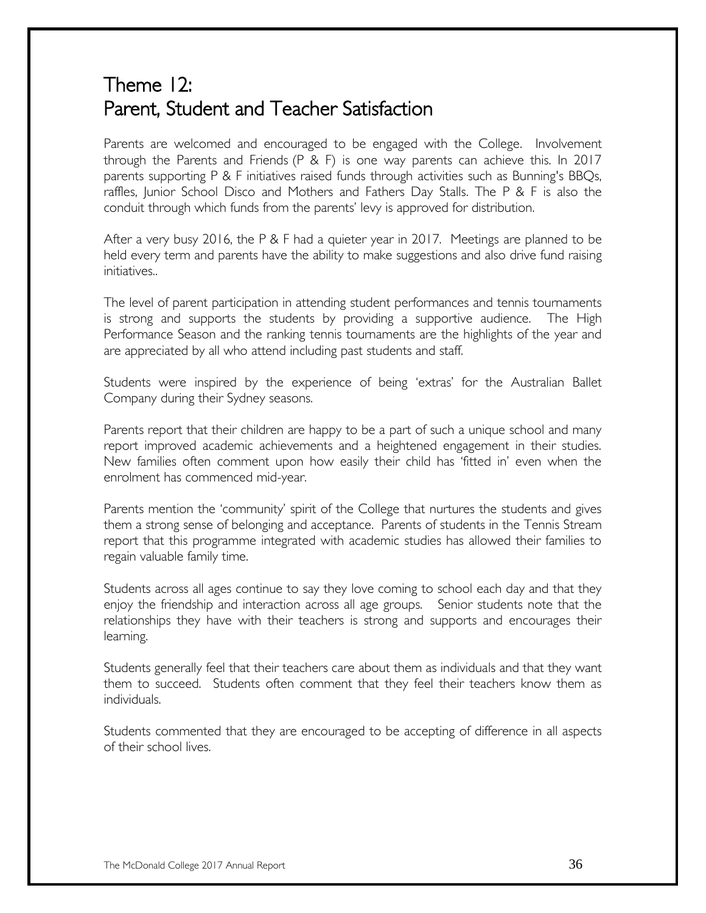# Theme 12: Parent, Student and Teacher Satisfaction

Parents are welcomed and encouraged to be engaged with the College. Involvement through the Parents and Friends (P & F) is one way parents can achieve this. In 2017 parents supporting P & F initiatives raised funds through activities such as Bunning's BBQs, raffles, Junior School Disco and Mothers and Fathers Day Stalls. The P & F is also the conduit through which funds from the parents' levy is approved for distribution.

After a very busy 2016, the P & F had a quieter year in 2017. Meetings are planned to be held every term and parents have the ability to make suggestions and also drive fund raising initiatives..

The level of parent participation in attending student performances and tennis tournaments is strong and supports the students by providing a supportive audience. The High Performance Season and the ranking tennis tournaments are the highlights of the year and are appreciated by all who attend including past students and staff.

Students were inspired by the experience of being 'extras' for the Australian Ballet Company during their Sydney seasons.

Parents report that their children are happy to be a part of such a unique school and many report improved academic achievements and a heightened engagement in their studies. New families often comment upon how easily their child has 'fitted in' even when the enrolment has commenced mid-year.

Parents mention the 'community' spirit of the College that nurtures the students and gives them a strong sense of belonging and acceptance. Parents of students in the Tennis Stream report that this programme integrated with academic studies has allowed their families to regain valuable family time.

Students across all ages continue to say they love coming to school each day and that they enjoy the friendship and interaction across all age groups. Senior students note that the relationships they have with their teachers is strong and supports and encourages their learning.

Students generally feel that their teachers care about them as individuals and that they want them to succeed. Students often comment that they feel their teachers know them as individuals.

Students commented that they are encouraged to be accepting of difference in all aspects of their school lives.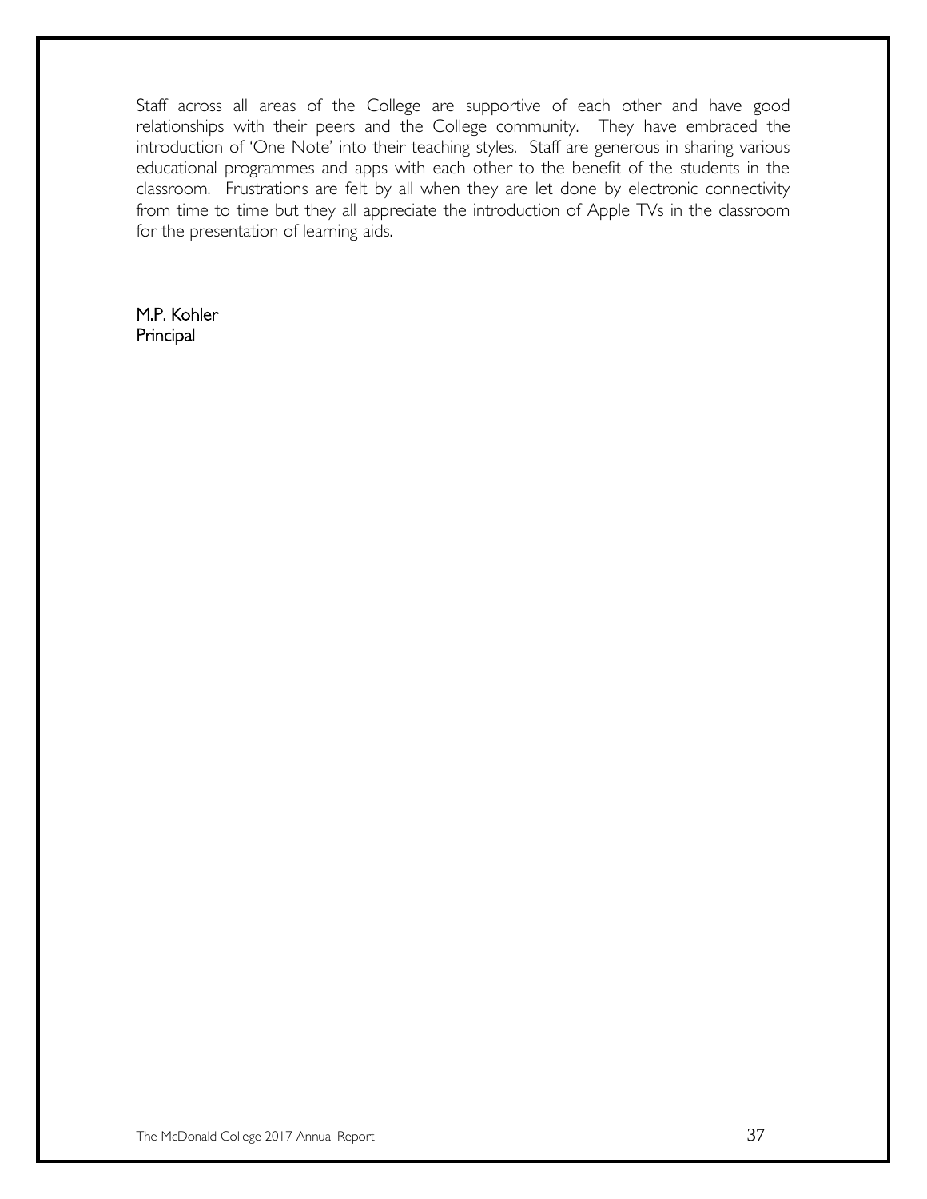Staff across all areas of the College are supportive of each other and have good relationships with their peers and the College community. They have embraced the introduction of 'One Note' into their teaching styles. Staff are generous in sharing various educational programmes and apps with each other to the benefit of the students in the classroom. Frustrations are felt by all when they are let done by electronic connectivity from time to time but they all appreciate the introduction of Apple TVs in the classroom for the presentation of learning aids.

M.P. Kohler
Principal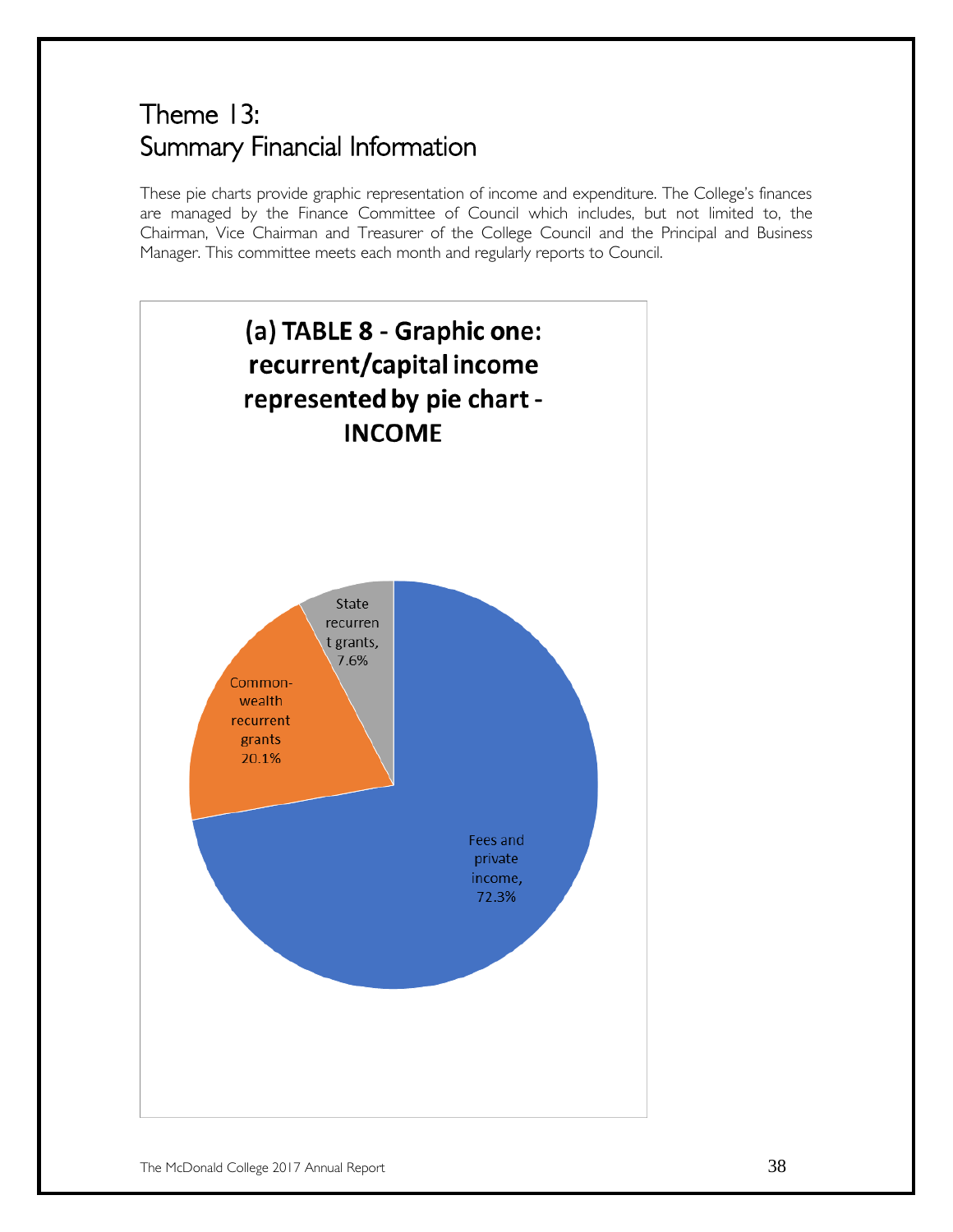# Theme 13:
# Summary Financial Information

These pie charts provide graphic representation of income and expenditure. The College's finances are managed by the Finance Committee of Council which includes, but not limited to, the Chairman, Vice Chairman and Treasurer of the College Council and the Principal and Business Manager. This committee meets each month and regularly reports to Council.

**(a) TABLE 8 - Graphic one: recurrent/capital income represented by pie chart - INCOME**

State recurrent grants, 7.6%

Common-wealth recurrent grants 20.1%

Fees and private income, 72.3%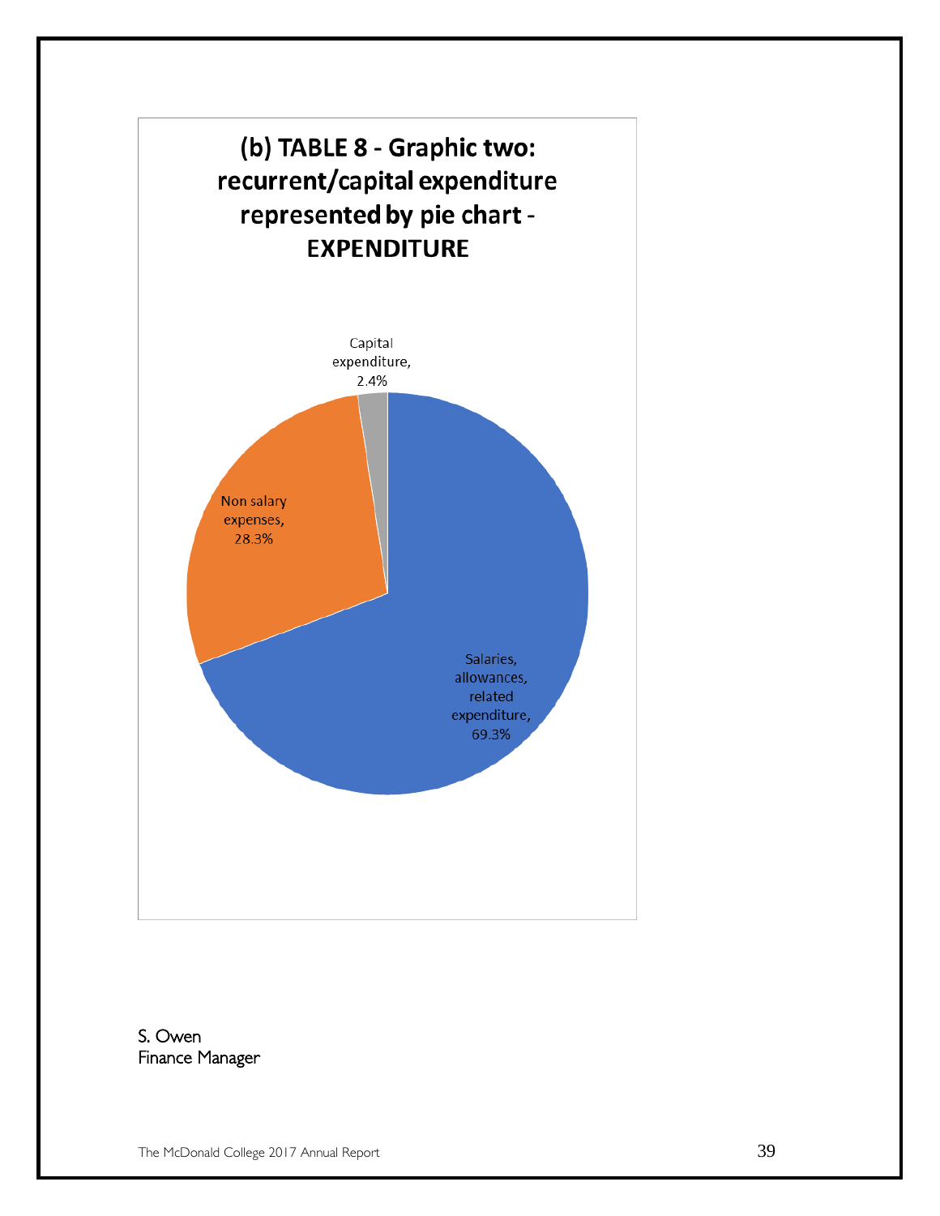## (b) TABLE 8 - Graphic two: recurrent/capital expenditure represented by pie chart - EXPENDITURE

Capital expenditure, 2.4%

Non salary expenses, 28.3%

Salaries, allowances, related expenditure, 69.3%

S. Owen
Finance Manager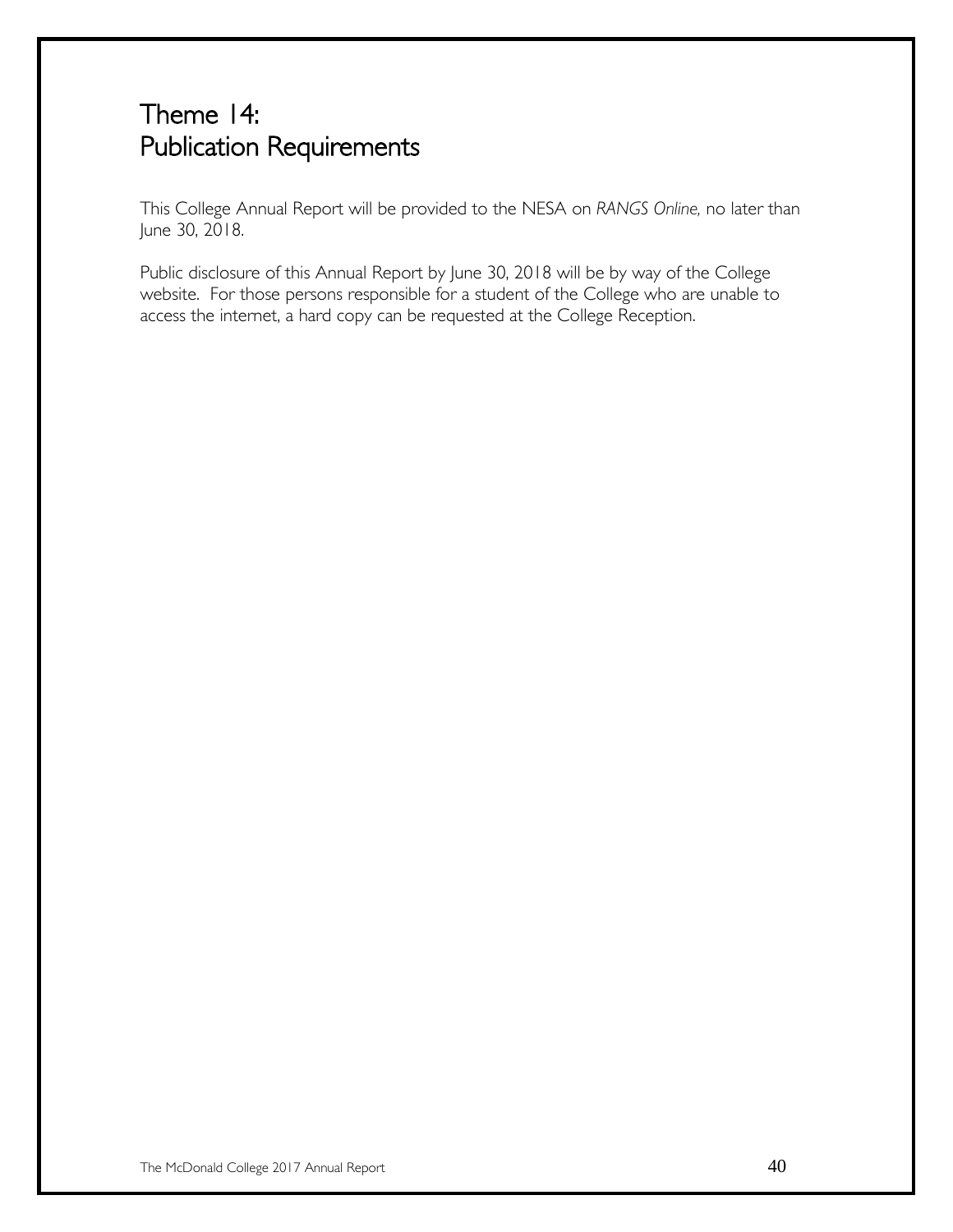# Theme 14:
# Publication Requirements

This College Annual Report will be provided to the NESA on *RANGS Online,* no later than June 30, 2018.

Public disclosure of this Annual Report by June 30, 2018 will be by way of the College website. For those persons responsible for a student of the College who are unable to access the internet, a hard copy can be requested at the College Reception.